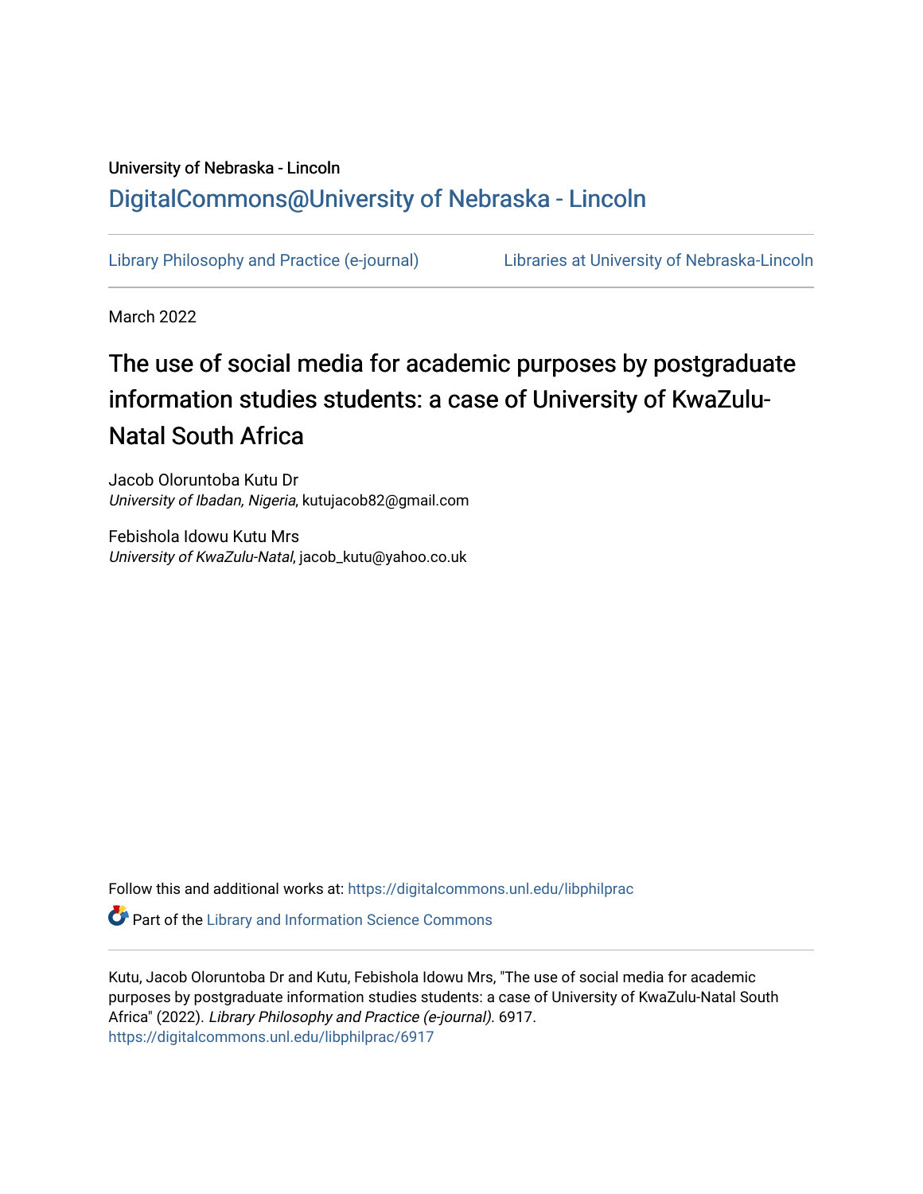University of Nebraska - Lincoln

## DigitalCommons@University of Nebraska - Lincoln

Library Philosophy and Practice (e-journal) Libraries at University of Nebraska-Lincoln

March 2022

# The use of social media for academic purposes by postgraduate information studies students: a case of University of KwaZulu-Natal South Africa

Jacob Oloruntoba Kutu Dr
*University of Ibadan, Nigeria*, kutujacob82@gmail.com

Febishola Idowu Kutu Mrs
*University of KwaZulu-Natal*, jacob_kutu@yahoo.co.uk

Follow this and additional works at: https://digitalcommons.unl.edu/libphilprac

Part of the Library and Information Science Commons

Kutu, Jacob Oloruntoba Dr and Kutu, Febishola Idowu Mrs, "The use of social media for academic purposes by postgraduate information studies students: a case of University of KwaZulu-Natal South Africa" (2022). *Library Philosophy and Practice (e-journal)*. 6917.
https://digitalcommons.unl.edu/libphilprac/6917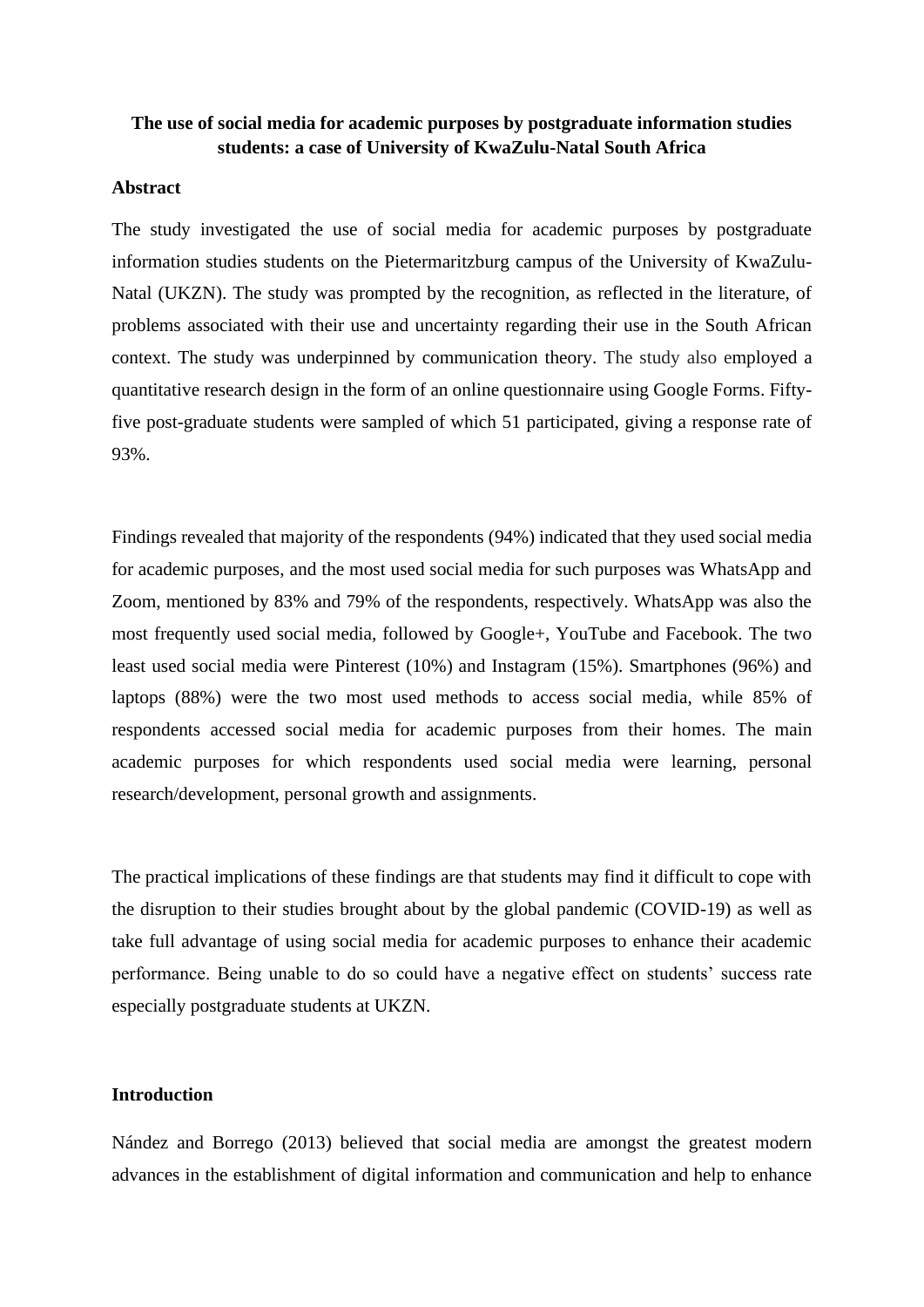**The use of social media for academic purposes by postgraduate information studies students: a case of University of KwaZulu-Natal South Africa**

**Abstract**

The study investigated the use of social media for academic purposes by postgraduate information studies students on the Pietermaritzburg campus of the University of KwaZulu-Natal (UKZN). The study was prompted by the recognition, as reflected in the literature, of problems associated with their use and uncertainty regarding their use in the South African context. The study was underpinned by communication theory. The study also employed a quantitative research design in the form of an online questionnaire using Google Forms. Fifty-five post-graduate students were sampled of which 51 participated, giving a response rate of 93%.

Findings revealed that majority of the respondents (94%) indicated that they used social media for academic purposes, and the most used social media for such purposes was WhatsApp and Zoom, mentioned by 83% and 79% of the respondents, respectively. WhatsApp was also the most frequently used social media, followed by Google+, YouTube and Facebook. The two least used social media were Pinterest (10%) and Instagram (15%). Smartphones (96%) and laptops (88%) were the two most used methods to access social media, while 85% of respondents accessed social media for academic purposes from their homes. The main academic purposes for which respondents used social media were learning, personal research/development, personal growth and assignments.

The practical implications of these findings are that students may find it difficult to cope with the disruption to their studies brought about by the global pandemic (COVID-19) as well as take full advantage of using social media for academic purposes to enhance their academic performance. Being unable to do so could have a negative effect on students' success rate especially postgraduate students at UKZN.

**Introduction**

Nández and Borrego (2013) believed that social media are amongst the greatest modern advances in the establishment of digital information and communication and help to enhance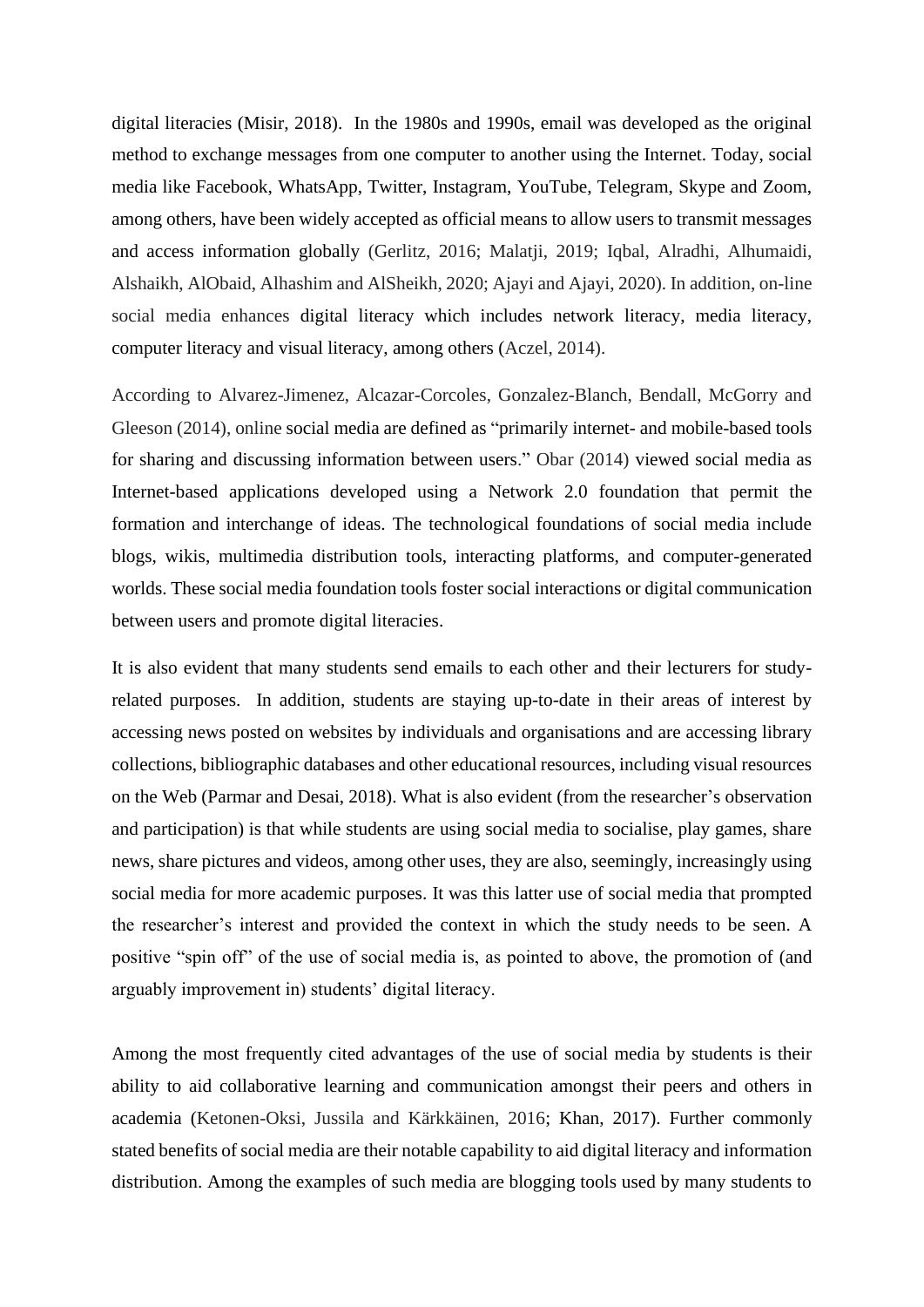digital literacies (Misir, 2018). In the 1980s and 1990s, email was developed as the original method to exchange messages from one computer to another using the Internet. Today, social media like Facebook, WhatsApp, Twitter, Instagram, YouTube, Telegram, Skype and Zoom, among others, have been widely accepted as official means to allow users to transmit messages and access information globally (Gerlitz, 2016; Malatji, 2019; Iqbal, Alradhi, Alhumaidi, Alshaikh, AlObaid, Alhashim and AlSheikh, 2020; Ajayi and Ajayi, 2020). In addition, on-line social media enhances digital literacy which includes network literacy, media literacy, computer literacy and visual literacy, among others (Aczel, 2014).

According to Alvarez-Jimenez, Alcazar-Corcoles, Gonzalez-Blanch, Bendall, McGorry and Gleeson (2014), online social media are defined as "primarily internet- and mobile-based tools for sharing and discussing information between users." Obar (2014) viewed social media as Internet-based applications developed using a Network 2.0 foundation that permit the formation and interchange of ideas. The technological foundations of social media include blogs, wikis, multimedia distribution tools, interacting platforms, and computer-generated worlds. These social media foundation tools foster social interactions or digital communication between users and promote digital literacies.

It is also evident that many students send emails to each other and their lecturers for study-related purposes. In addition, students are staying up-to-date in their areas of interest by accessing news posted on websites by individuals and organisations and are accessing library collections, bibliographic databases and other educational resources, including visual resources on the Web (Parmar and Desai, 2018). What is also evident (from the researcher's observation and participation) is that while students are using social media to socialise, play games, share news, share pictures and videos, among other uses, they are also, seemingly, increasingly using social media for more academic purposes. It was this latter use of social media that prompted the researcher's interest and provided the context in which the study needs to be seen. A positive "spin off" of the use of social media is, as pointed to above, the promotion of (and arguably improvement in) students' digital literacy.

Among the most frequently cited advantages of the use of social media by students is their ability to aid collaborative learning and communication amongst their peers and others in academia (Ketonen-Oksi, Jussila and Kärkkäinen, 2016; Khan, 2017). Further commonly stated benefits of social media are their notable capability to aid digital literacy and information distribution. Among the examples of such media are blogging tools used by many students to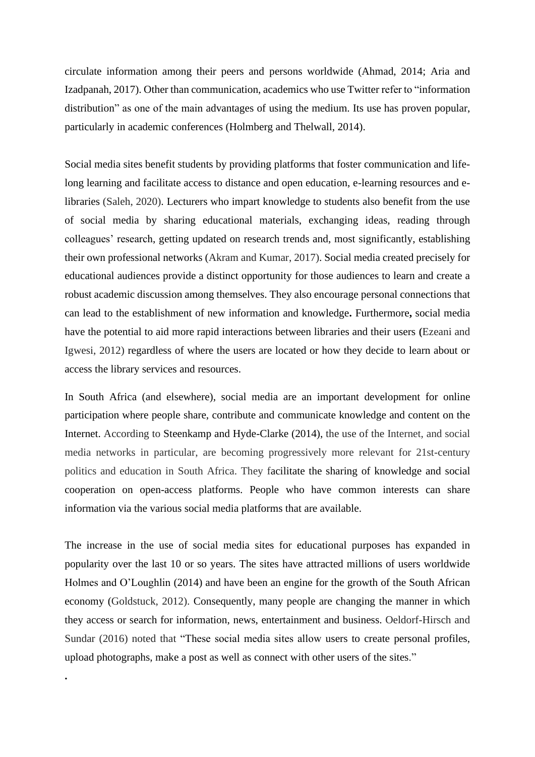circulate information among their peers and persons worldwide (Ahmad, 2014; Aria and Izadpanah, 2017). Other than communication, academics who use Twitter refer to "information distribution" as one of the main advantages of using the medium. Its use has proven popular, particularly in academic conferences (Holmberg and Thelwall, 2014).

Social media sites benefit students by providing platforms that foster communication and life-long learning and facilitate access to distance and open education, e-learning resources and e-libraries (Saleh, 2020). Lecturers who impart knowledge to students also benefit from the use of social media by sharing educational materials, exchanging ideas, reading through colleagues' research, getting updated on research trends and, most significantly, establishing their own professional networks (Akram and Kumar, 2017). Social media created precisely for educational audiences provide a distinct opportunity for those audiences to learn and create a robust academic discussion among themselves. They also encourage personal connections that can lead to the establishment of new information and knowledge**.** Furthermore**,** social media have the potential to aid more rapid interactions between libraries and their users **(**Ezeani and Igwesi, 2012) regardless of where the users are located or how they decide to learn about or access the library services and resources.

In South Africa (and elsewhere), social media are an important development for online participation where people share, contribute and communicate knowledge and content on the Internet. According to Steenkamp and Hyde-Clarke (2014), the use of the Internet, and social media networks in particular, are becoming progressively more relevant for 21st-century politics and education in South Africa. They facilitate the sharing of knowledge and social cooperation on open-access platforms. People who have common interests can share information via the various social media platforms that are available.

The increase in the use of social media sites for educational purposes has expanded in popularity over the last 10 or so years. The sites have attracted millions of users worldwide Holmes and O'Loughlin (2014) and have been an engine for the growth of the South African economy (Goldstuck, 2012). Consequently, many people are changing the manner in which they access or search for information, news, entertainment and business. Oeldorf-Hirsch and Sundar (2016) noted that "These social media sites allow users to create personal profiles, upload photographs, make a post as well as connect with other users of the sites."

.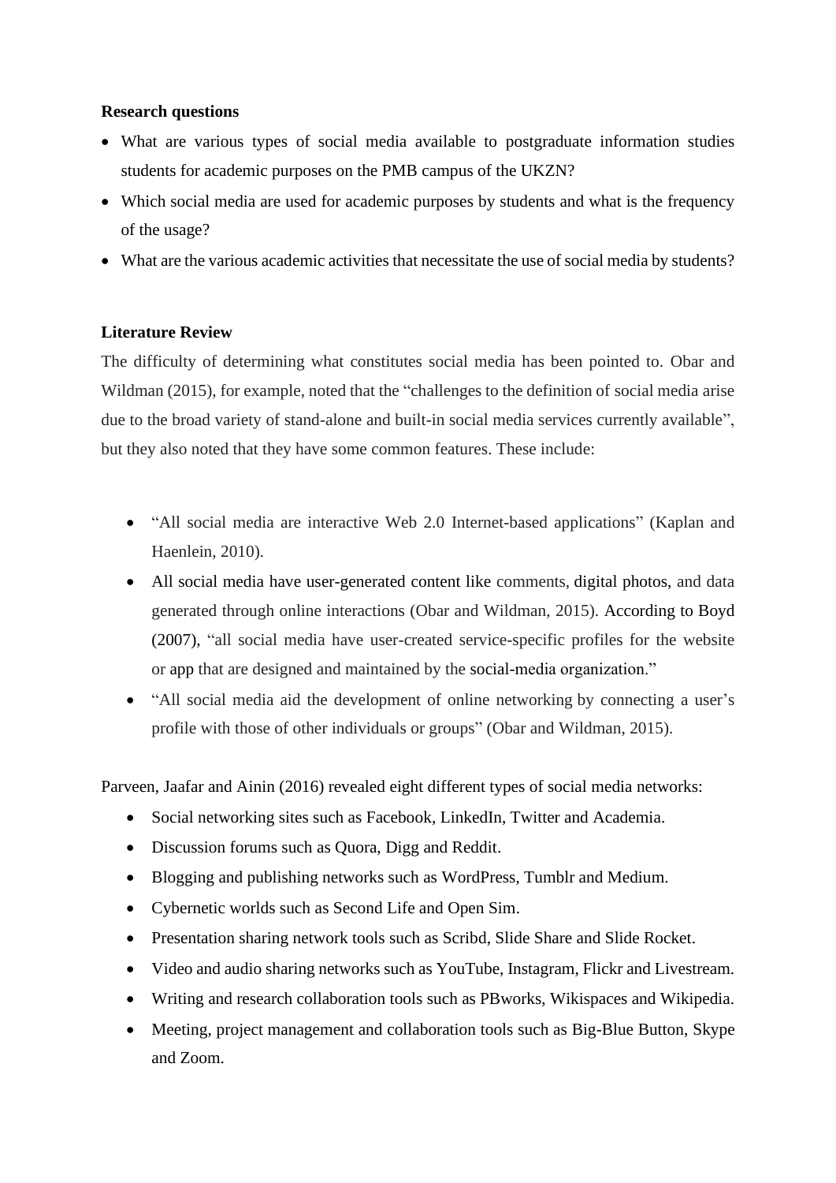**Research questions**

- What are various types of social media available to postgraduate information studies students for academic purposes on the PMB campus of the UKZN?
- Which social media are used for academic purposes by students and what is the frequency of the usage?
- What are the various academic activities that necessitate the use of social media by students?

**Literature Review**

The difficulty of determining what constitutes social media has been pointed to. Obar and Wildman (2015), for example, noted that the "challenges to the definition of social media arise due to the broad variety of stand-alone and built-in social media services currently available", but they also noted that they have some common features. These include:

- "All social media are interactive Web 2.0 Internet-based applications" (Kaplan and Haenlein, 2010).
- All social media have user-generated content like comments, digital photos, and data generated through online interactions (Obar and Wildman, 2015). According to Boyd (2007), "all social media have user-created service-specific profiles for the website or app that are designed and maintained by the social-media organization."
- "All social media aid the development of online networking by connecting a user's profile with those of other individuals or groups" (Obar and Wildman, 2015).

Parveen, Jaafar and Ainin (2016) revealed eight different types of social media networks:

- Social networking sites such as Facebook, LinkedIn, Twitter and Academia.
- Discussion forums such as Quora, Digg and Reddit.
- Blogging and publishing networks such as WordPress, Tumblr and Medium.
- Cybernetic worlds such as Second Life and Open Sim.
- Presentation sharing network tools such as Scribd, Slide Share and Slide Rocket.
- Video and audio sharing networks such as YouTube, Instagram, Flickr and Livestream.
- Writing and research collaboration tools such as PBworks, Wikispaces and Wikipedia.
- Meeting, project management and collaboration tools such as Big-Blue Button, Skype and Zoom.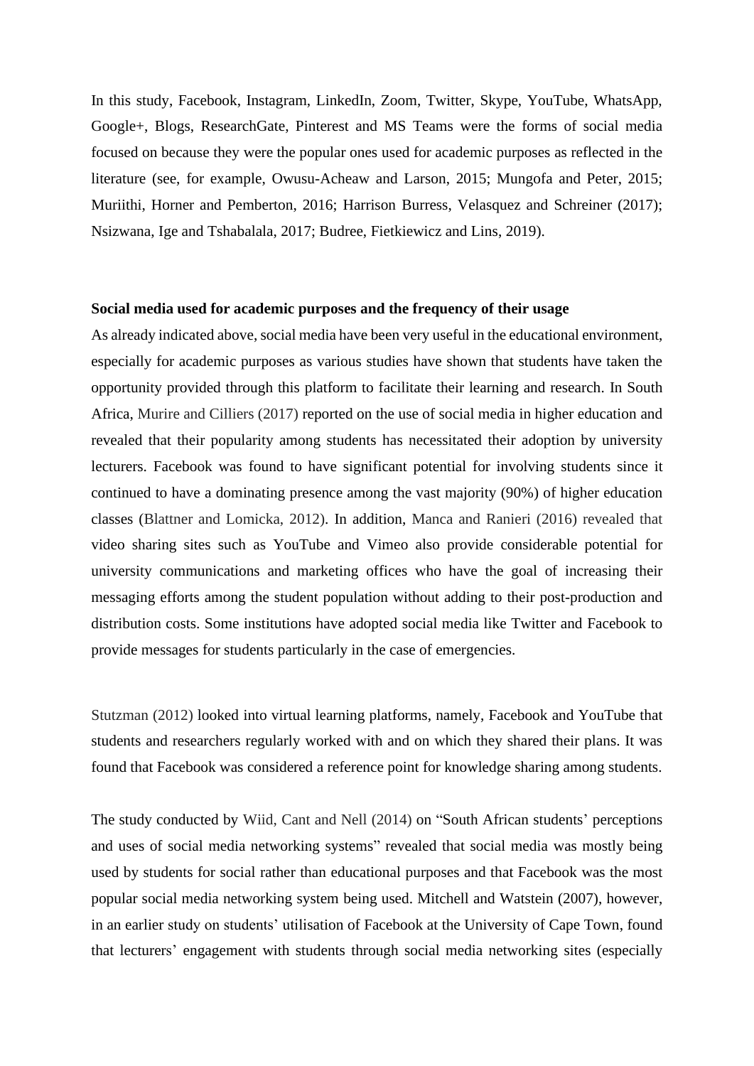In this study, Facebook, Instagram, LinkedIn, Zoom, Twitter, Skype, YouTube, WhatsApp, Google+, Blogs, ResearchGate, Pinterest and MS Teams were the forms of social media focused on because they were the popular ones used for academic purposes as reflected in the literature (see, for example, Owusu-Acheaw and Larson, 2015; Mungofa and Peter, 2015; Muriithi, Horner and Pemberton, 2016; Harrison Burress, Velasquez and Schreiner (2017); Nsizwana, Ige and Tshabalala, 2017; Budree, Fietkiewicz and Lins, 2019).

**Social media used for academic purposes and the frequency of their usage**

As already indicated above, social media have been very useful in the educational environment, especially for academic purposes as various studies have shown that students have taken the opportunity provided through this platform to facilitate their learning and research. In South Africa, Murire and Cilliers (2017) reported on the use of social media in higher education and revealed that their popularity among students has necessitated their adoption by university lecturers. Facebook was found to have significant potential for involving students since it continued to have a dominating presence among the vast majority (90%) of higher education classes (Blattner and Lomicka, 2012). In addition, Manca and Ranieri (2016) revealed that video sharing sites such as YouTube and Vimeo also provide considerable potential for university communications and marketing offices who have the goal of increasing their messaging efforts among the student population without adding to their post-production and distribution costs. Some institutions have adopted social media like Twitter and Facebook to provide messages for students particularly in the case of emergencies.

Stutzman (2012) looked into virtual learning platforms, namely, Facebook and YouTube that students and researchers regularly worked with and on which they shared their plans. It was found that Facebook was considered a reference point for knowledge sharing among students.

The study conducted by Wiid, Cant and Nell (2014) on "South African students' perceptions and uses of social media networking systems" revealed that social media was mostly being used by students for social rather than educational purposes and that Facebook was the most popular social media networking system being used. Mitchell and Watstein (2007), however, in an earlier study on students' utilisation of Facebook at the University of Cape Town, found that lecturers' engagement with students through social media networking sites (especially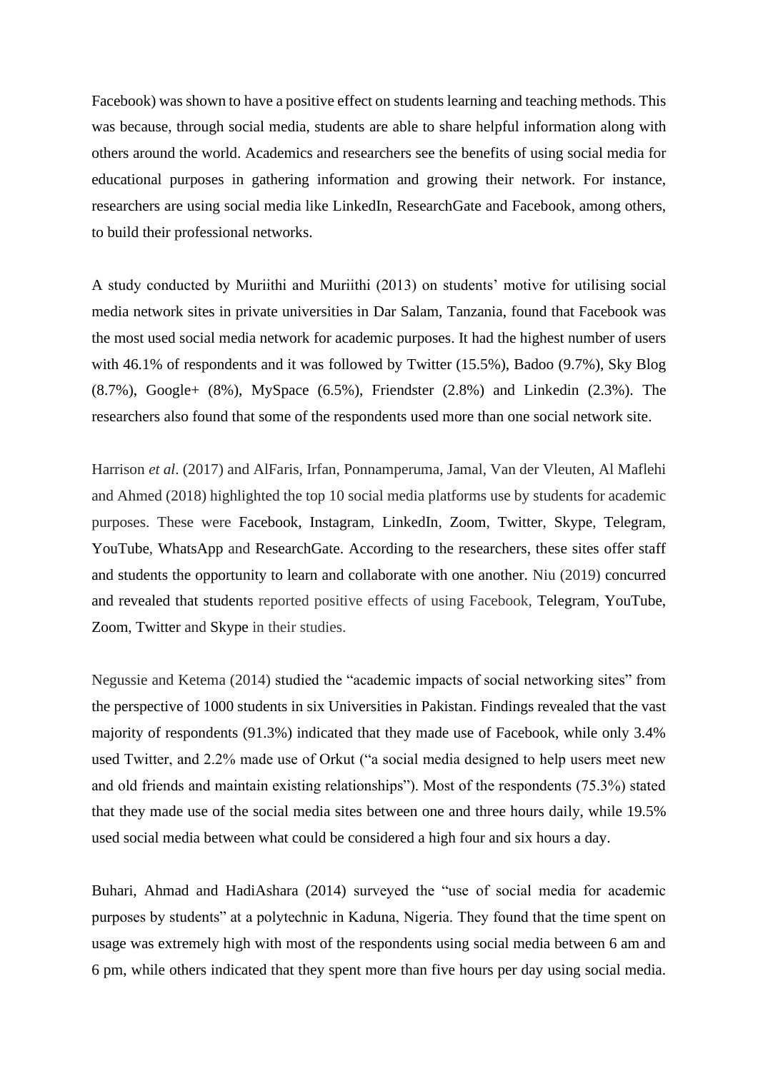Facebook) was shown to have a positive effect on students learning and teaching methods. This was because, through social media, students are able to share helpful information along with others around the world. Academics and researchers see the benefits of using social media for educational purposes in gathering information and growing their network. For instance, researchers are using social media like LinkedIn, ResearchGate and Facebook, among others, to build their professional networks.

A study conducted by Muriithi and Muriithi (2013) on students' motive for utilising social media network sites in private universities in Dar Salam, Tanzania, found that Facebook was the most used social media network for academic purposes. It had the highest number of users with 46.1% of respondents and it was followed by Twitter (15.5%), Badoo (9.7%), Sky Blog (8.7%), Google+ (8%), MySpace (6.5%), Friendster (2.8%) and Linkedin (2.3%). The researchers also found that some of the respondents used more than one social network site.

Harrison *et al*. (2017) and AlFaris, Irfan, Ponnamperuma, Jamal, Van der Vleuten, Al Maflehi and Ahmed (2018) highlighted the top 10 social media platforms use by students for academic purposes. These were Facebook, Instagram, LinkedIn, Zoom, Twitter, Skype, Telegram, YouTube, WhatsApp and ResearchGate. According to the researchers, these sites offer staff and students the opportunity to learn and collaborate with one another. Niu (2019) concurred and revealed that students reported positive effects of using Facebook, Telegram, YouTube, Zoom, Twitter and Skype in their studies.

Negussie and Ketema (2014) studied the "academic impacts of social networking sites" from the perspective of 1000 students in six Universities in Pakistan. Findings revealed that the vast majority of respondents (91.3%) indicated that they made use of Facebook, while only 3.4% used Twitter, and 2.2% made use of Orkut ("a social media designed to help users meet new and old friends and maintain existing relationships"). Most of the respondents (75.3%) stated that they made use of the social media sites between one and three hours daily, while 19.5% used social media between what could be considered a high four and six hours a day.

Buhari, Ahmad and HadiAshara (2014) surveyed the "use of social media for academic purposes by students" at a polytechnic in Kaduna, Nigeria. They found that the time spent on usage was extremely high with most of the respondents using social media between 6 am and 6 pm, while others indicated that they spent more than five hours per day using social media.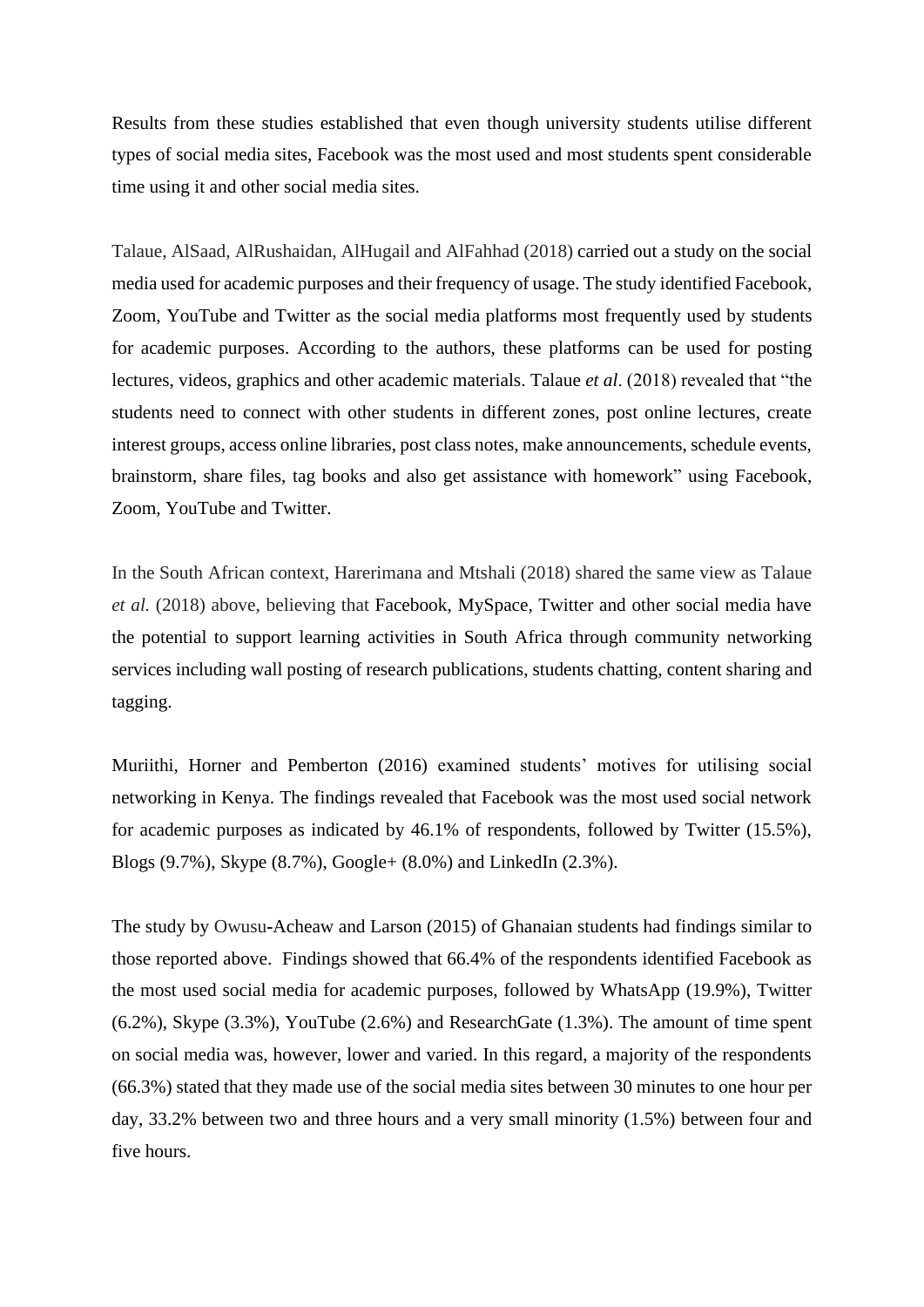Results from these studies established that even though university students utilise different types of social media sites, Facebook was the most used and most students spent considerable time using it and other social media sites.

Talaue, AlSaad, AlRushaidan, AlHugail and AlFahhad (2018) carried out a study on the social media used for academic purposes and their frequency of usage. The study identified Facebook, Zoom, YouTube and Twitter as the social media platforms most frequently used by students for academic purposes. According to the authors, these platforms can be used for posting lectures, videos, graphics and other academic materials. Talaue *et al*. (2018) revealed that "the students need to connect with other students in different zones, post online lectures, create interest groups, access online libraries, post class notes, make announcements, schedule events, brainstorm, share files, tag books and also get assistance with homework" using Facebook, Zoom, YouTube and Twitter.

In the South African context, Harerimana and Mtshali (2018) shared the same view as Talaue *et al.* (2018) above, believing that Facebook, MySpace, Twitter and other social media have the potential to support learning activities in South Africa through community networking services including wall posting of research publications, students chatting, content sharing and tagging.

Muriithi, Horner and Pemberton (2016) examined students' motives for utilising social networking in Kenya. The findings revealed that Facebook was the most used social network for academic purposes as indicated by 46.1% of respondents, followed by Twitter (15.5%), Blogs (9.7%), Skype (8.7%), Google+ (8.0%) and LinkedIn (2.3%).

The study by Owusu-Acheaw and Larson (2015) of Ghanaian students had findings similar to those reported above. Findings showed that 66.4% of the respondents identified Facebook as the most used social media for academic purposes, followed by WhatsApp (19.9%), Twitter (6.2%), Skype (3.3%), YouTube (2.6%) and ResearchGate (1.3%). The amount of time spent on social media was, however, lower and varied. In this regard, a majority of the respondents (66.3%) stated that they made use of the social media sites between 30 minutes to one hour per day, 33.2% between two and three hours and a very small minority (1.5%) between four and five hours.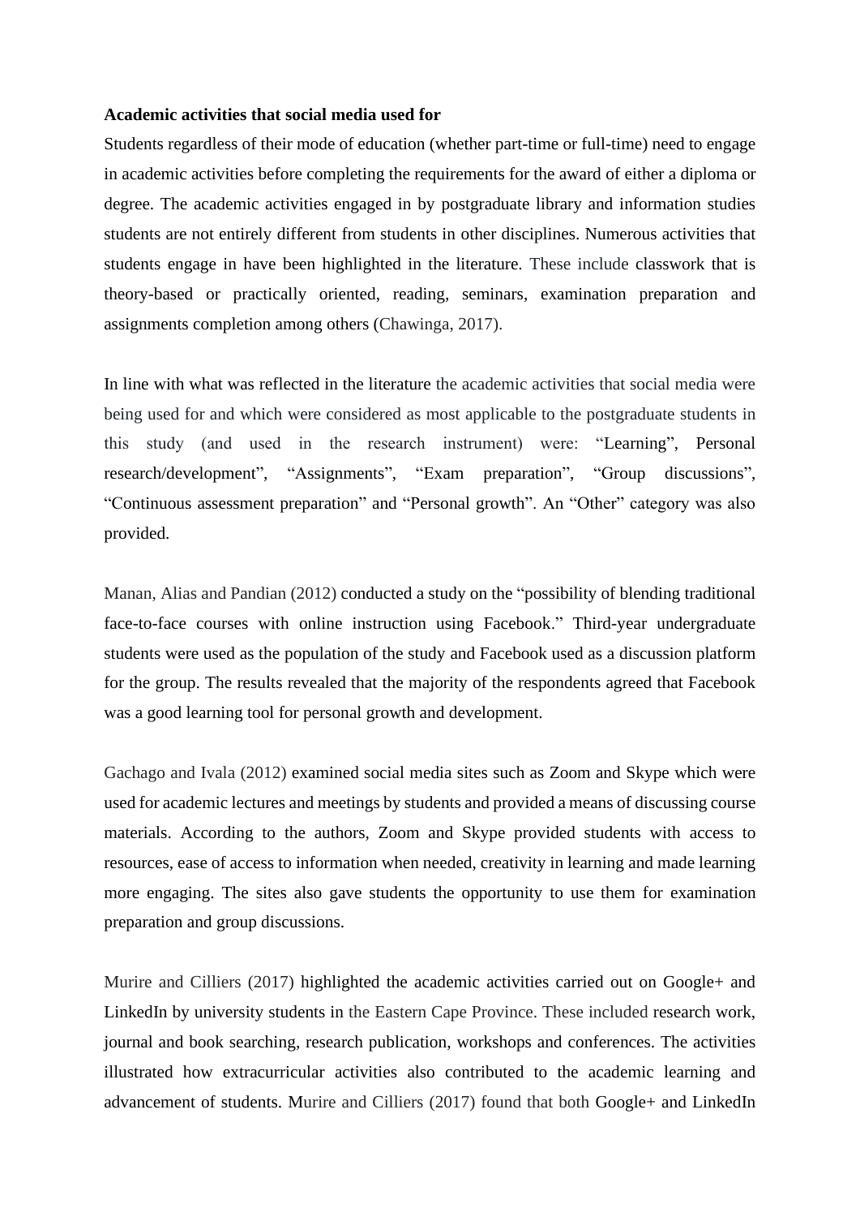**Academic activities that social media used for**

Students regardless of their mode of education (whether part-time or full-time) need to engage in academic activities before completing the requirements for the award of either a diploma or degree. The academic activities engaged in by postgraduate library and information studies students are not entirely different from students in other disciplines. Numerous activities that students engage in have been highlighted in the literature. These include classwork that is theory-based or practically oriented, reading, seminars, examination preparation and assignments completion among others (Chawinga, 2017).

In line with what was reflected in the literature the academic activities that social media were being used for and which were considered as most applicable to the postgraduate students in this study (and used in the research instrument) were: "Learning", Personal research/development", "Assignments", "Exam preparation", "Group discussions", "Continuous assessment preparation" and "Personal growth". An "Other" category was also provided.

Manan, Alias and Pandian (2012) conducted a study on the "possibility of blending traditional face-to-face courses with online instruction using Facebook." Third-year undergraduate students were used as the population of the study and Facebook used as a discussion platform for the group. The results revealed that the majority of the respondents agreed that Facebook was a good learning tool for personal growth and development.

Gachago and Ivala (2012) examined social media sites such as Zoom and Skype which were used for academic lectures and meetings by students and provided a means of discussing course materials. According to the authors, Zoom and Skype provided students with access to resources, ease of access to information when needed, creativity in learning and made learning more engaging. The sites also gave students the opportunity to use them for examination preparation and group discussions.

Murire and Cilliers (2017) highlighted the academic activities carried out on Google+ and LinkedIn by university students in the Eastern Cape Province. These included research work, journal and book searching, research publication, workshops and conferences. The activities illustrated how extracurricular activities also contributed to the academic learning and advancement of students. Murire and Cilliers (2017) found that both Google+ and LinkedIn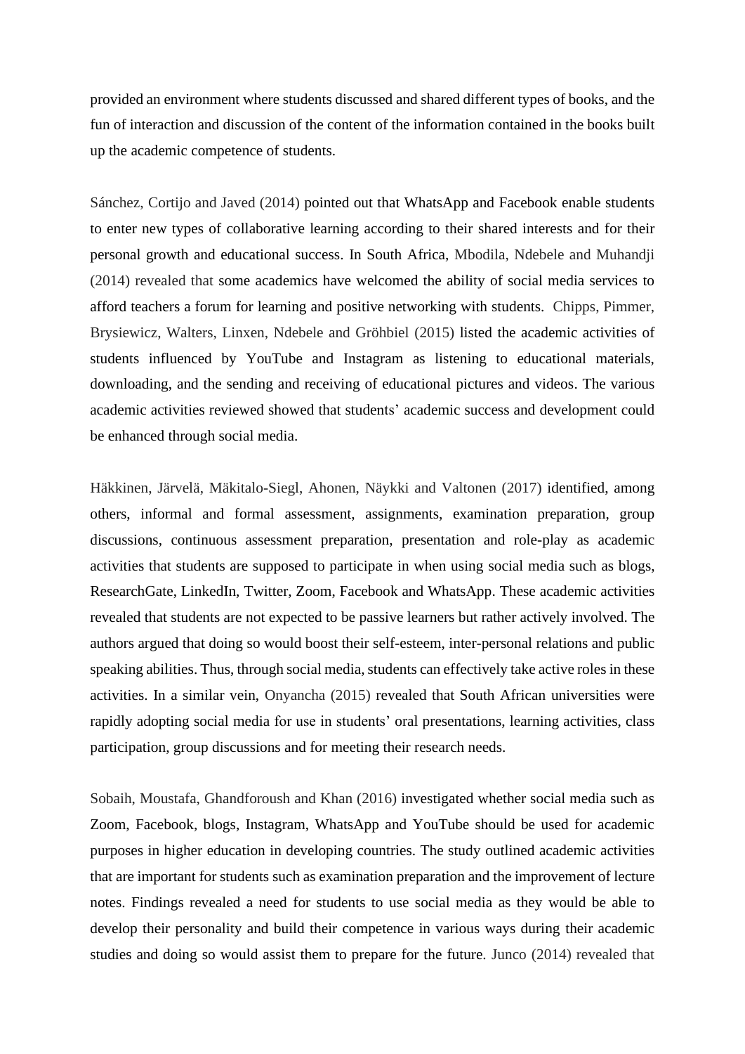provided an environment where students discussed and shared different types of books, and the fun of interaction and discussion of the content of the information contained in the books built up the academic competence of students.

Sánchez, Cortijo and Javed (2014) pointed out that WhatsApp and Facebook enable students to enter new types of collaborative learning according to their shared interests and for their personal growth and educational success. In South Africa, Mbodila, Ndebele and Muhandji (2014) revealed that some academics have welcomed the ability of social media services to afford teachers a forum for learning and positive networking with students. Chipps, Pimmer, Brysiewicz, Walters, Linxen, Ndebele and Gröhbiel (2015) listed the academic activities of students influenced by YouTube and Instagram as listening to educational materials, downloading, and the sending and receiving of educational pictures and videos. The various academic activities reviewed showed that students' academic success and development could be enhanced through social media.

Häkkinen, Järvelä, Mäkitalo-Siegl, Ahonen, Näykki and Valtonen (2017) identified, among others, informal and formal assessment, assignments, examination preparation, group discussions, continuous assessment preparation, presentation and role-play as academic activities that students are supposed to participate in when using social media such as blogs, ResearchGate, LinkedIn, Twitter, Zoom, Facebook and WhatsApp. These academic activities revealed that students are not expected to be passive learners but rather actively involved. The authors argued that doing so would boost their self-esteem, inter-personal relations and public speaking abilities. Thus, through social media, students can effectively take active roles in these activities. In a similar vein, Onyancha (2015) revealed that South African universities were rapidly adopting social media for use in students' oral presentations, learning activities, class participation, group discussions and for meeting their research needs.

Sobaih, Moustafa, Ghandforoush and Khan (2016) investigated whether social media such as Zoom, Facebook, blogs, Instagram, WhatsApp and YouTube should be used for academic purposes in higher education in developing countries. The study outlined academic activities that are important for students such as examination preparation and the improvement of lecture notes. Findings revealed a need for students to use social media as they would be able to develop their personality and build their competence in various ways during their academic studies and doing so would assist them to prepare for the future. Junco (2014) revealed that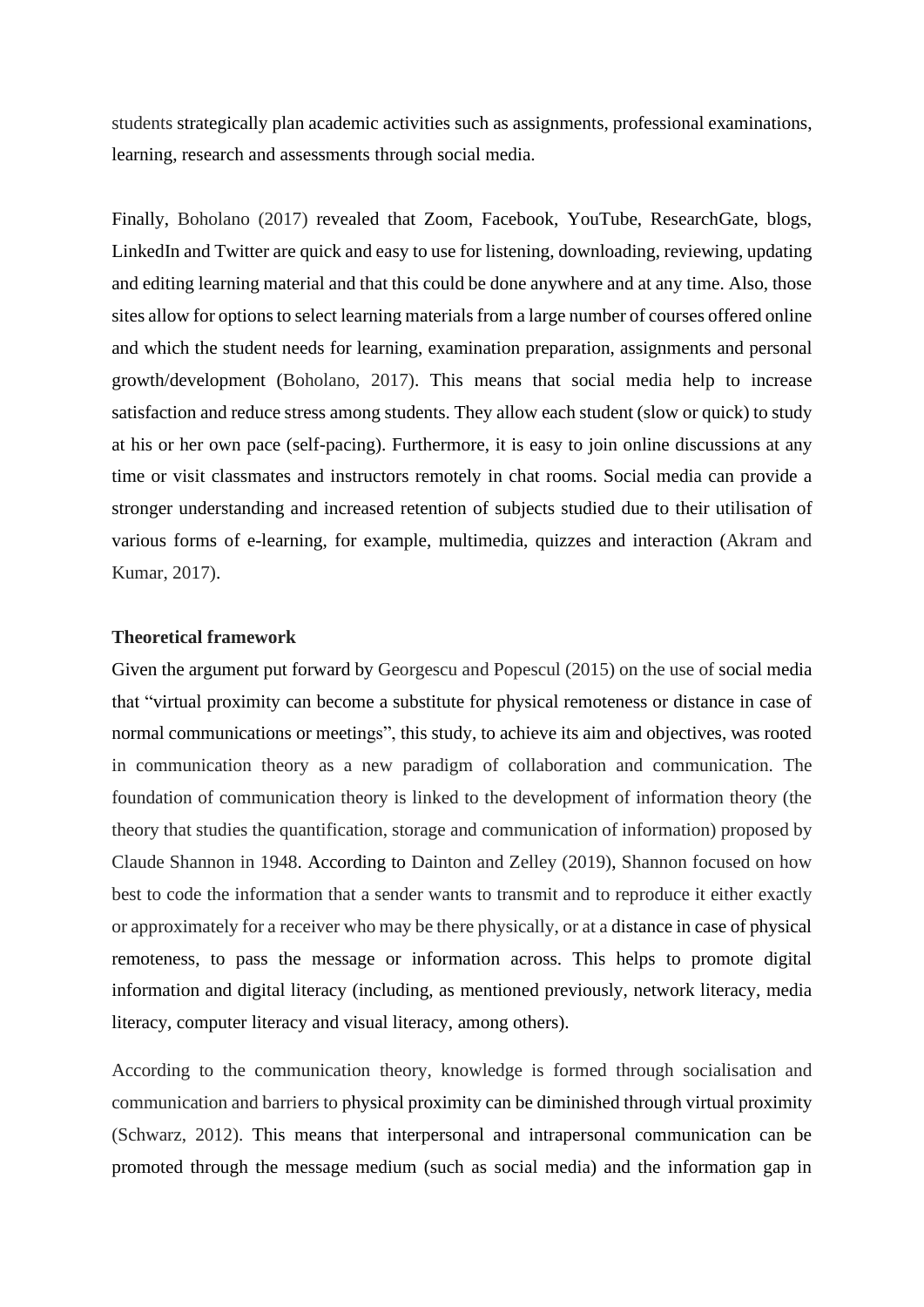students strategically plan academic activities such as assignments, professional examinations, learning, research and assessments through social media.

Finally, Boholano (2017) revealed that Zoom, Facebook, YouTube, ResearchGate, blogs, LinkedIn and Twitter are quick and easy to use for listening, downloading, reviewing, updating and editing learning material and that this could be done anywhere and at any time. Also, those sites allow for options to select learning materials from a large number of courses offered online and which the student needs for learning, examination preparation, assignments and personal growth/development (Boholano, 2017). This means that social media help to increase satisfaction and reduce stress among students. They allow each student (slow or quick) to study at his or her own pace (self-pacing). Furthermore, it is easy to join online discussions at any time or visit classmates and instructors remotely in chat rooms. Social media can provide a stronger understanding and increased retention of subjects studied due to their utilisation of various forms of e-learning, for example, multimedia, quizzes and interaction (Akram and Kumar, 2017).

**Theoretical framework**

Given the argument put forward by Georgescu and Popescul (2015) on the use of social media that "virtual proximity can become a substitute for physical remoteness or distance in case of normal communications or meetings", this study, to achieve its aim and objectives, was rooted in communication theory as a new paradigm of collaboration and communication. The foundation of communication theory is linked to the development of information theory (the theory that studies the quantification, storage and communication of information) proposed by Claude Shannon in 1948. According to Dainton and Zelley (2019), Shannon focused on how best to code the information that a sender wants to transmit and to reproduce it either exactly or approximately for a receiver who may be there physically, or at a distance in case of physical remoteness, to pass the message or information across. This helps to promote digital information and digital literacy (including, as mentioned previously, network literacy, media literacy, computer literacy and visual literacy, among others).

According to the communication theory, knowledge is formed through socialisation and communication and barriers to physical proximity can be diminished through virtual proximity (Schwarz, 2012). This means that interpersonal and intrapersonal communication can be promoted through the message medium (such as social media) and the information gap in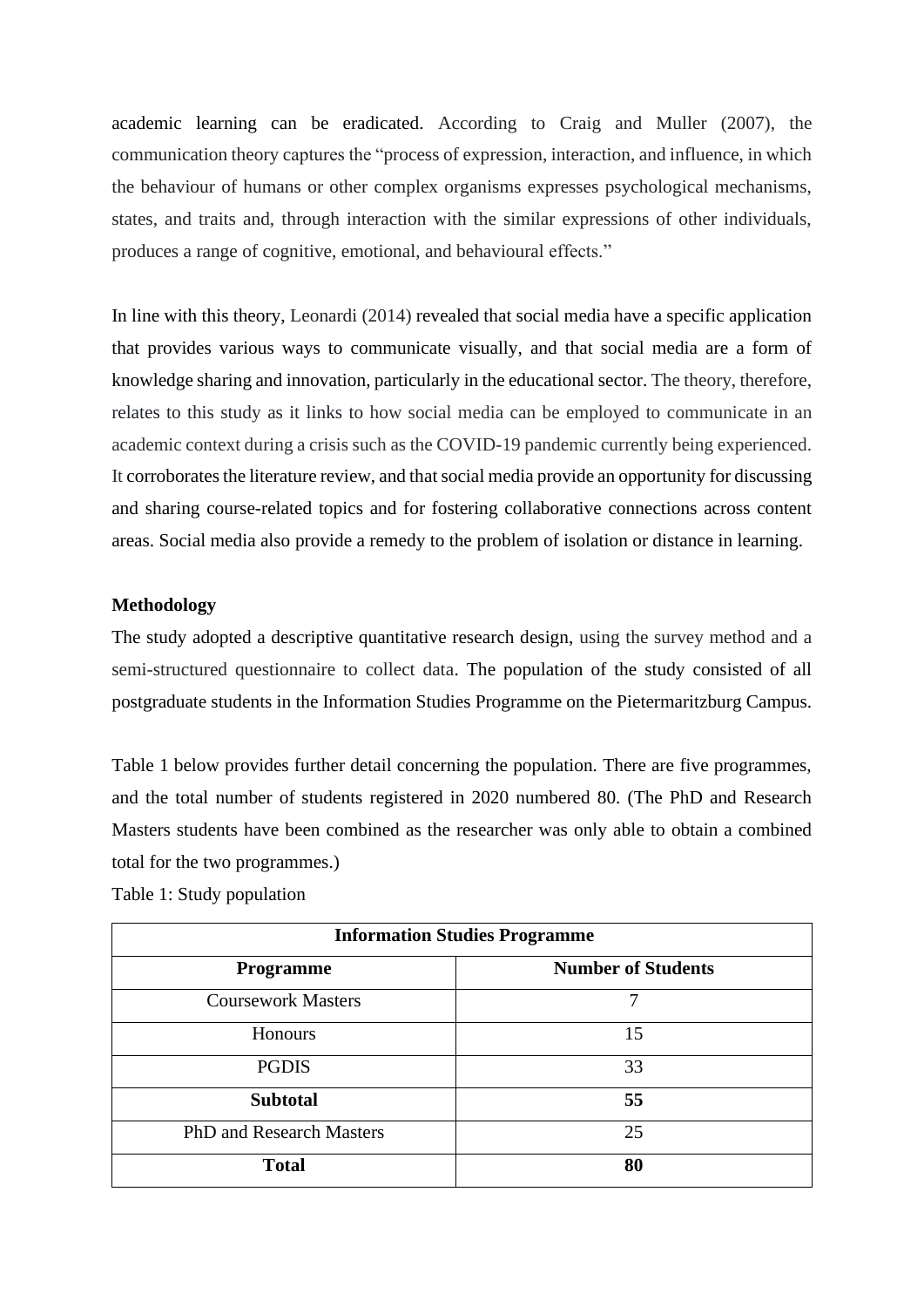academic learning can be eradicated. According to Craig and Muller (2007), the communication theory captures the "process of expression, interaction, and influence, in which the behaviour of humans or other complex organisms expresses psychological mechanisms, states, and traits and, through interaction with the similar expressions of other individuals, produces a range of cognitive, emotional, and behavioural effects."

In line with this theory, Leonardi (2014) revealed that social media have a specific application that provides various ways to communicate visually, and that social media are a form of knowledge sharing and innovation, particularly in the educational sector. The theory, therefore, relates to this study as it links to how social media can be employed to communicate in an academic context during a crisis such as the COVID-19 pandemic currently being experienced. It corroborates the literature review, and that social media provide an opportunity for discussing and sharing course-related topics and for fostering collaborative connections across content areas. Social media also provide a remedy to the problem of isolation or distance in learning.

**Methodology**

The study adopted a descriptive quantitative research design, using the survey method and a semi-structured questionnaire to collect data. The population of the study consisted of all postgraduate students in the Information Studies Programme on the Pietermaritzburg Campus.

Table 1 below provides further detail concerning the population. There are five programmes, and the total number of students registered in 2020 numbered 80. (The PhD and Research Masters students have been combined as the researcher was only able to obtain a combined total for the two programmes.)

Table 1: Study population

| **Information Studies Programme** | |
|---|---|
| **Programme** | **Number of Students** |
| Coursework Masters | 7 |
| Honours | 15 |
| PGDIS | 33 |
| **Subtotal** | **55** |
| PhD and Research Masters | 25 |
| **Total** | **80** |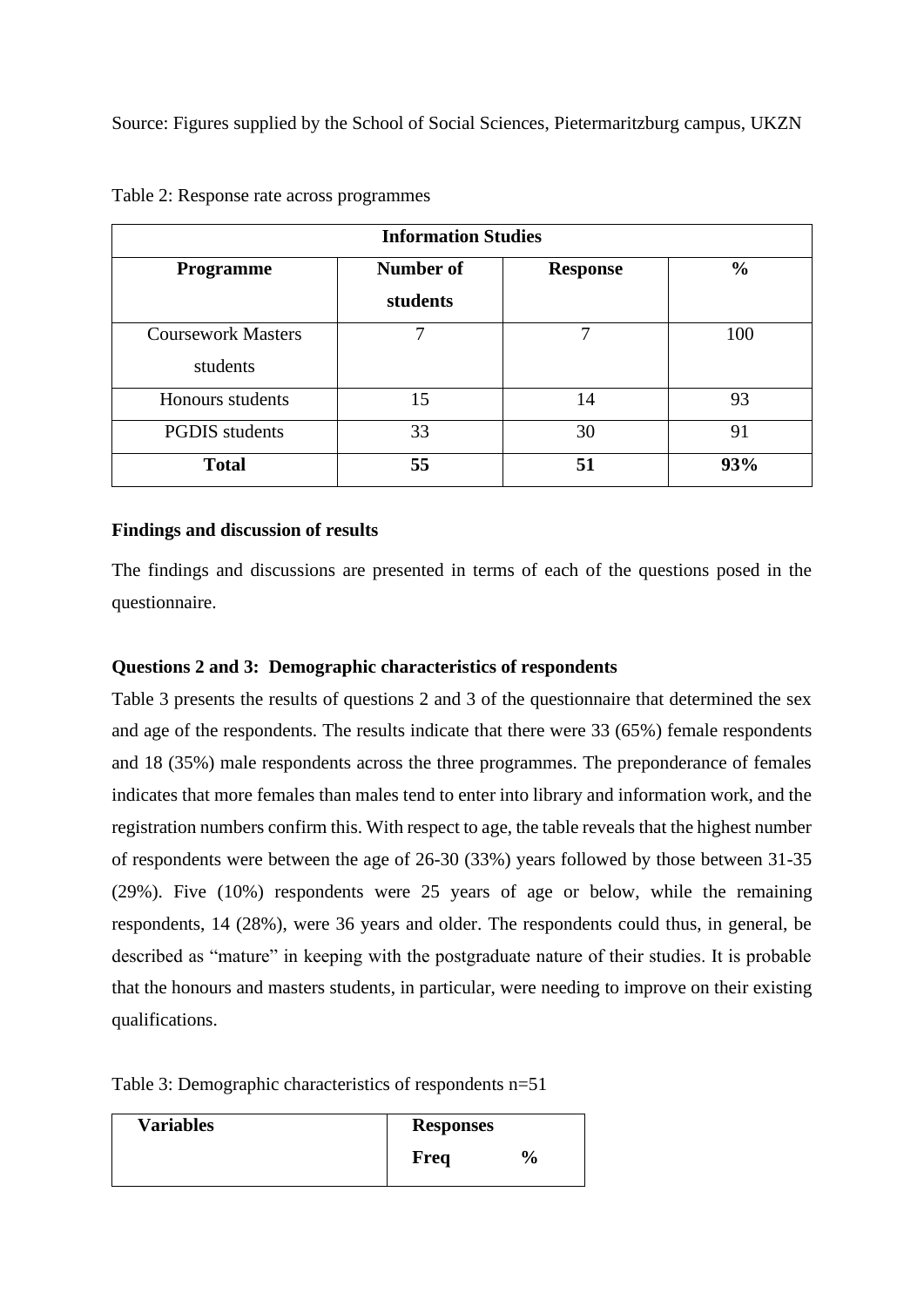Source: Figures supplied by the School of Social Sciences, Pietermaritzburg campus, UKZN

Table 2: Response rate across programmes

| Information Studies | | | |
|---|---|---|---|
| **Programme** | **Number of students** | **Response** | **%** |
| Coursework Masters students | 7 | 7 | 100 |
| Honours students | 15 | 14 | 93 |
| PGDIS students | 33 | 30 | 91 |
| **Total** | **55** | **51** | **93%** |

**Findings and discussion of results**

The findings and discussions are presented in terms of each of the questions posed in the questionnaire.

**Questions 2 and 3: Demographic characteristics of respondents**

Table 3 presents the results of questions 2 and 3 of the questionnaire that determined the sex and age of the respondents. The results indicate that there were 33 (65%) female respondents and 18 (35%) male respondents across the three programmes. The preponderance of females indicates that more females than males tend to enter into library and information work, and the registration numbers confirm this. With respect to age, the table reveals that the highest number of respondents were between the age of 26-30 (33%) years followed by those between 31-35 (29%). Five (10%) respondents were 25 years of age or below, while the remaining respondents, 14 (28%), were 36 years and older. The respondents could thus, in general, be described as "mature" in keeping with the postgraduate nature of their studies. It is probable that the honours and masters students, in particular, were needing to improve on their existing qualifications.

Table 3: Demographic characteristics of respondents n=51

| **Variables** | **Responses** | |
|---|---|---|
| | **Freq** | **%** |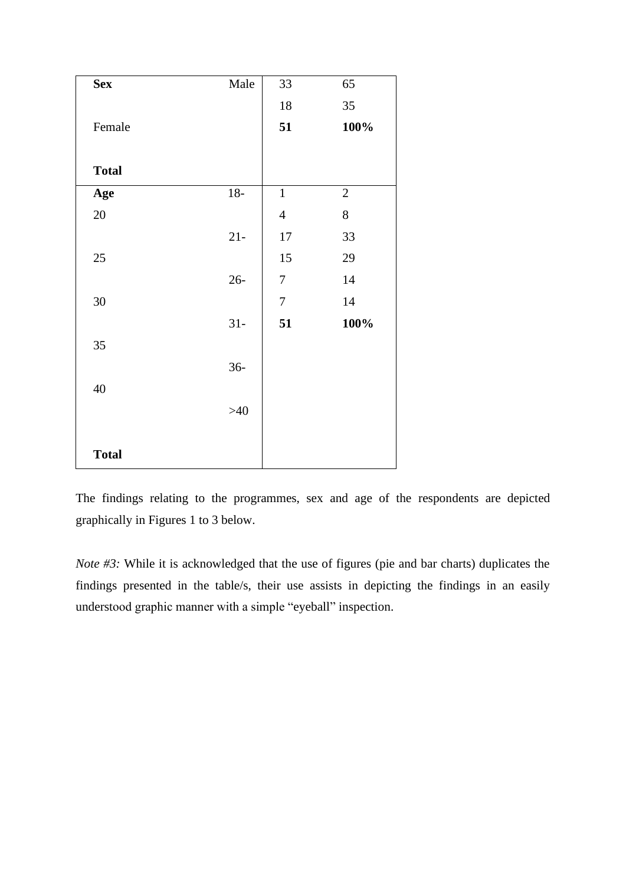| | | | |
|---|---|---|---|
| **Sex** | Male | 33 | 65 |
| | Female | 18 | 35 |
| **Total** | | **51** | **100%** |
| **Age** | 18-20 | 1 | 2 |
| | 21-25 | 4 | 8 |
| | 26-30 | 17 | 33 |
| | 31-35 | 15 | 29 |
| | 36-40 | 7 | 14 |
| | >40 | 7 | 14 |
| **Total** | | **51** | **100%** |

The findings relating to the programmes, sex and age of the respondents are depicted graphically in Figures 1 to 3 below.

*Note #3:* While it is acknowledged that the use of figures (pie and bar charts) duplicates the findings presented in the table/s, their use assists in depicting the findings in an easily understood graphic manner with a simple "eyeball" inspection.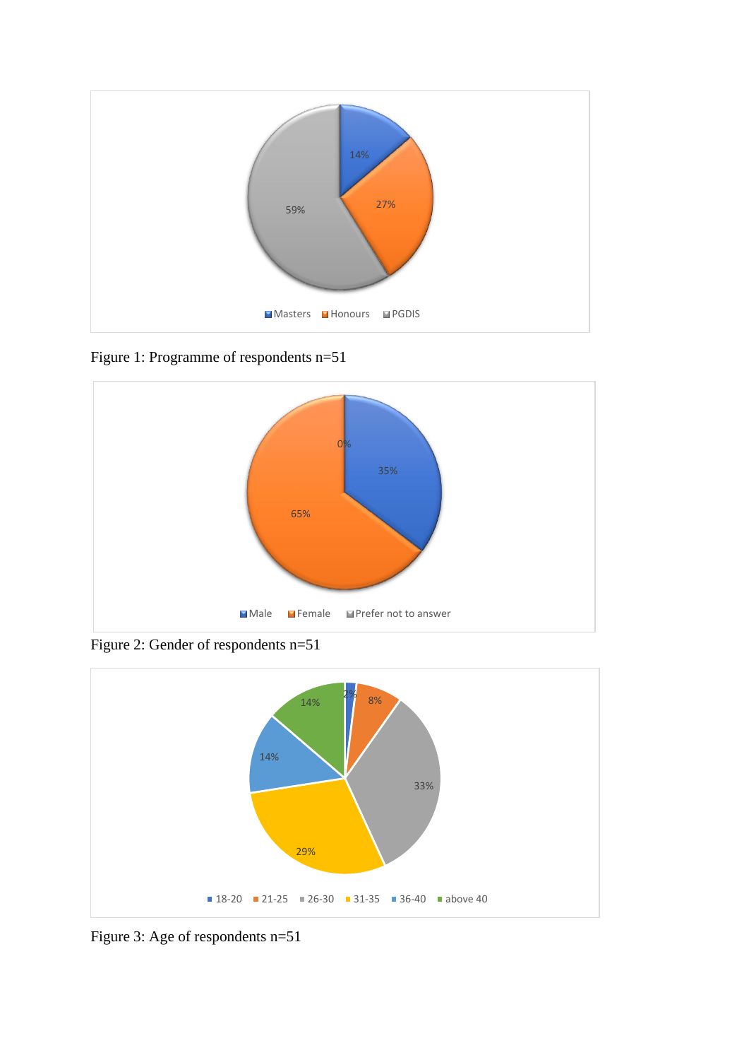Figure 1: Programme of respondents n=51

Figure 2: Gender of respondents n=51

Figure 3: Age of respondents n=51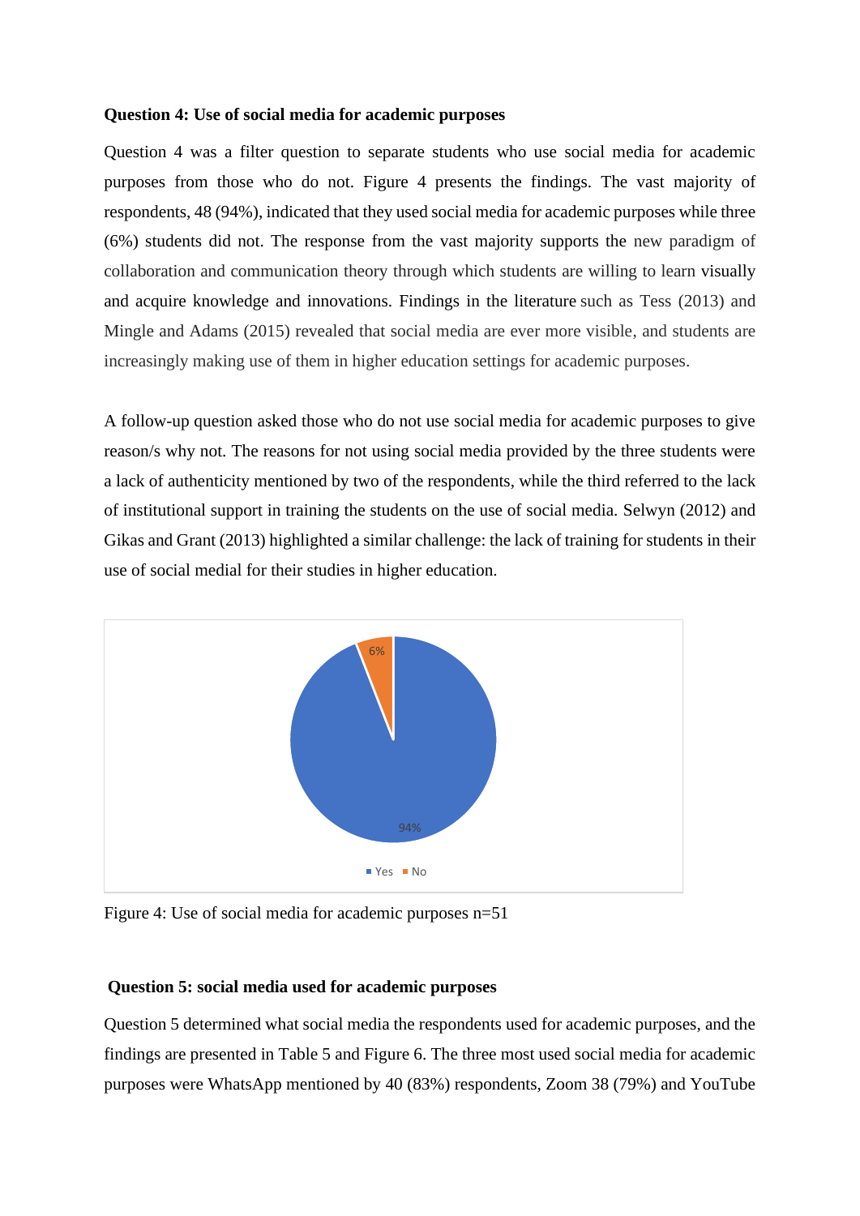**Question 4: Use of social media for academic purposes**

Question 4 was a filter question to separate students who use social media for academic purposes from those who do not. Figure 4 presents the findings. The vast majority of respondents, 48 (94%), indicated that they used social media for academic purposes while three (6%) students did not. The response from the vast majority supports the new paradigm of collaboration and communication theory through which students are willing to learn visually and acquire knowledge and innovations. Findings in the literature such as Tess (2013) and Mingle and Adams (2015) revealed that social media are ever more visible, and students are increasingly making use of them in higher education settings for academic purposes.

A follow-up question asked those who do not use social media for academic purposes to give reason/s why not. The reasons for not using social media provided by the three students were a lack of authenticity mentioned by two of the respondents, while the third referred to the lack of institutional support in training the students on the use of social media. Selwyn (2012) and Gikas and Grant (2013) highlighted a similar challenge: the lack of training for students in their use of social medial for their studies in higher education.

Figure 4: Use of social media for academic purposes n=51

**Question 5: social media used for academic purposes**

Question 5 determined what social media the respondents used for academic purposes, and the findings are presented in Table 5 and Figure 6. The three most used social media for academic purposes were WhatsApp mentioned by 40 (83%) respondents, Zoom 38 (79%) and YouTube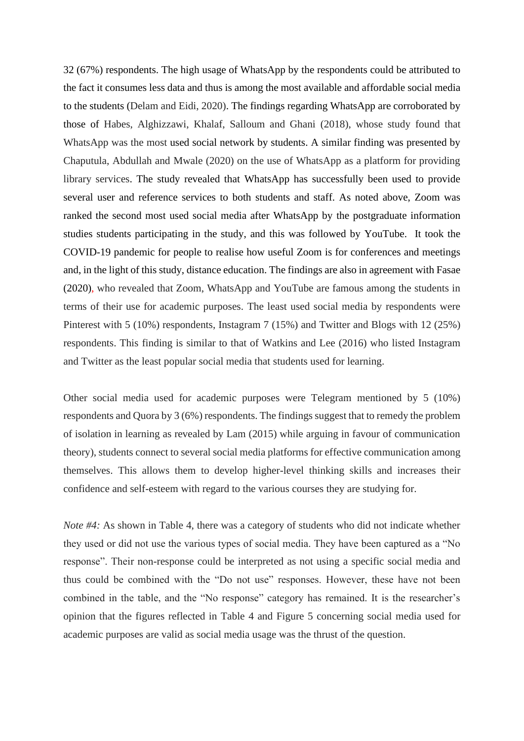32 (67%) respondents. The high usage of WhatsApp by the respondents could be attributed to the fact it consumes less data and thus is among the most available and affordable social media to the students (Delam and Eidi, 2020). The findings regarding WhatsApp are corroborated by those of Habes, Alghizzawi, Khalaf, Salloum and Ghani (2018), whose study found that WhatsApp was the most used social network by students. A similar finding was presented by Chaputula, Abdullah and Mwale (2020) on the use of WhatsApp as a platform for providing library services. The study revealed that WhatsApp has successfully been used to provide several user and reference services to both students and staff. As noted above, Zoom was ranked the second most used social media after WhatsApp by the postgraduate information studies students participating in the study, and this was followed by YouTube. It took the COVID-19 pandemic for people to realise how useful Zoom is for conferences and meetings and, in the light of this study, distance education. The findings are also in agreement with Fasae (2020), who revealed that Zoom, WhatsApp and YouTube are famous among the students in terms of their use for academic purposes. The least used social media by respondents were Pinterest with 5 (10%) respondents, Instagram 7 (15%) and Twitter and Blogs with 12 (25%) respondents. This finding is similar to that of Watkins and Lee (2016) who listed Instagram and Twitter as the least popular social media that students used for learning.

Other social media used for academic purposes were Telegram mentioned by 5 (10%) respondents and Quora by 3 (6%) respondents. The findings suggest that to remedy the problem of isolation in learning as revealed by Lam (2015) while arguing in favour of communication theory), students connect to several social media platforms for effective communication among themselves. This allows them to develop higher-level thinking skills and increases their confidence and self-esteem with regard to the various courses they are studying for.

*Note #4:* As shown in Table 4, there was a category of students who did not indicate whether they used or did not use the various types of social media. They have been captured as a "No response". Their non-response could be interpreted as not using a specific social media and thus could be combined with the "Do not use" responses. However, these have not been combined in the table, and the "No response" category has remained. It is the researcher's opinion that the figures reflected in Table 4 and Figure 5 concerning social media used for academic purposes are valid as social media usage was the thrust of the question.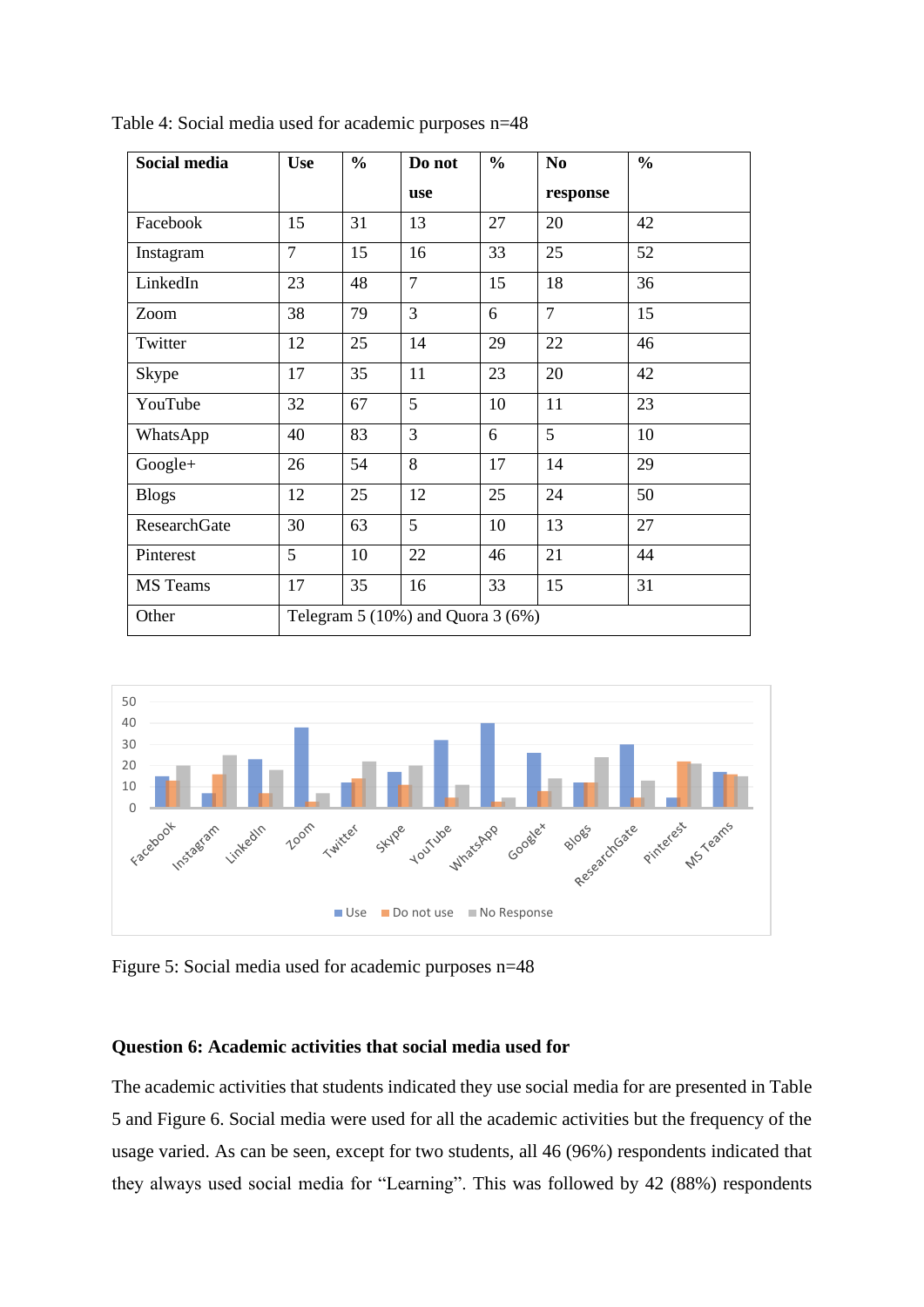Table 4: Social media used for academic purposes n=48

| Social media | Use | % | Do not use | % | No response | % |
|---|---|---|---|---|---|---|
| Facebook | 15 | 31 | 13 | 27 | 20 | 42 |
| Instagram | 7 | 15 | 16 | 33 | 25 | 52 |
| LinkedIn | 23 | 48 | 7 | 15 | 18 | 36 |
| Zoom | 38 | 79 | 3 | 6 | 7 | 15 |
| Twitter | 12 | 25 | 14 | 29 | 22 | 46 |
| Skype | 17 | 35 | 11 | 23 | 20 | 42 |
| YouTube | 32 | 67 | 5 | 10 | 11 | 23 |
| WhatsApp | 40 | 83 | 3 | 6 | 5 | 10 |
| Google+ | 26 | 54 | 8 | 17 | 14 | 29 |
| Blogs | 12 | 25 | 12 | 25 | 24 | 50 |
| ResearchGate | 30 | 63 | 5 | 10 | 13 | 27 |
| Pinterest | 5 | 10 | 22 | 46 | 21 | 44 |
| MS Teams | 17 | 35 | 16 | 33 | 15 | 31 |
| Other | Telegram 5 (10%) and Quora 3 (6%) | | | | | |

Figure 5: Social media used for academic purposes n=48

**Question 6: Academic activities that social media used for**

The academic activities that students indicated they use social media for are presented in Table 5 and Figure 6. Social media were used for all the academic activities but the frequency of the usage varied. As can be seen, except for two students, all 46 (96%) respondents indicated that they always used social media for "Learning". This was followed by 42 (88%) respondents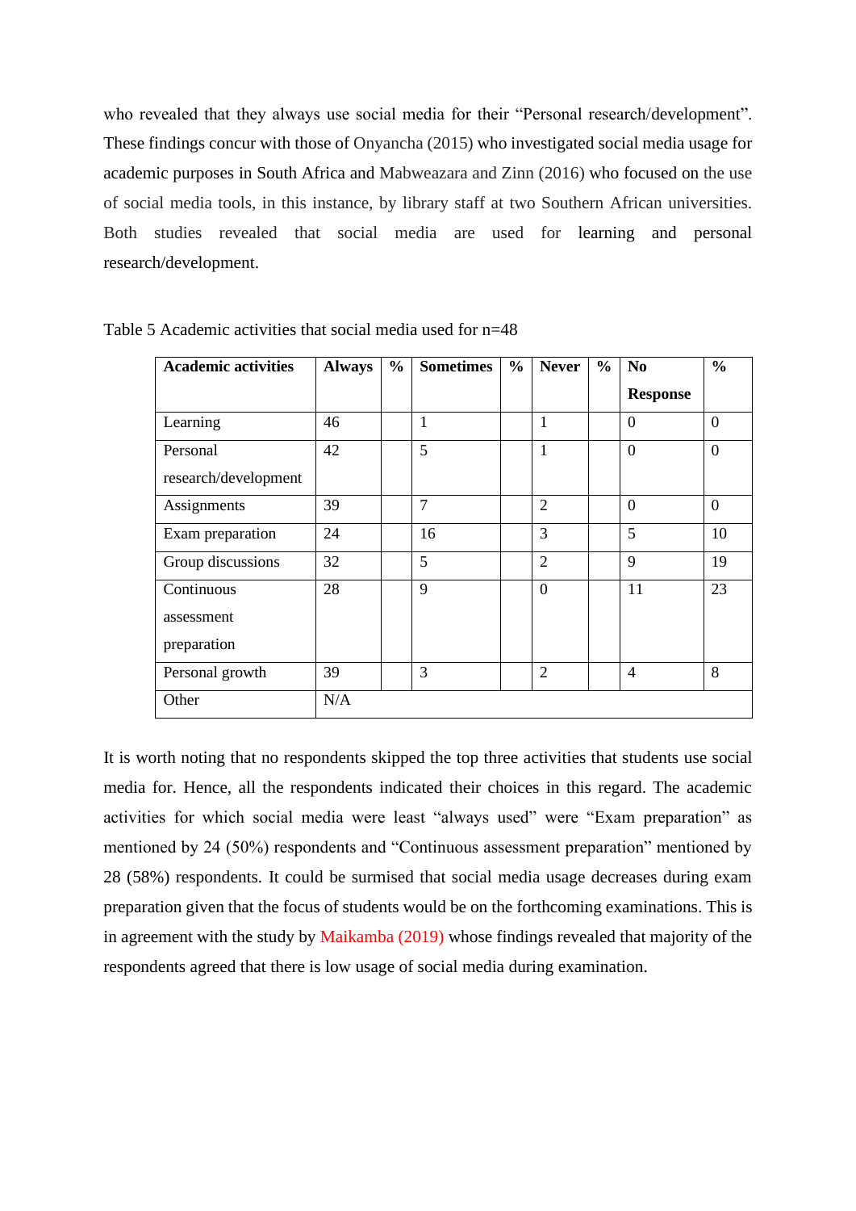who revealed that they always use social media for their "Personal research/development". These findings concur with those of Onyancha (2015) who investigated social media usage for academic purposes in South Africa and Mabweazara and Zinn (2016) who focused on the use of social media tools, in this instance, by library staff at two Southern African universities. Both studies revealed that social media are used for learning and personal research/development.

Table 5 Academic activities that social media used for n=48

| Academic activities | Always | % | Sometimes | % | Never | % | No Response | % |
|---|---|---|---|---|---|---|---|---|
| Learning | 46 | | 1 | | 1 | | 0 | 0 |
| Personal research/development | 42 | | 5 | | 1 | | 0 | 0 |
| Assignments | 39 | | 7 | | 2 | | 0 | 0 |
| Exam preparation | 24 | | 16 | | 3 | | 5 | 10 |
| Group discussions | 32 | | 5 | | 2 | | 9 | 19 |
| Continuous assessment preparation | 28 | | 9 | | 0 | | 11 | 23 |
| Personal growth | 39 | | 3 | | 2 | | 4 | 8 |
| Other | N/A | | | | | | | |

It is worth noting that no respondents skipped the top three activities that students use social media for. Hence, all the respondents indicated their choices in this regard. The academic activities for which social media were least "always used" were "Exam preparation" as mentioned by 24 (50%) respondents and "Continuous assessment preparation" mentioned by 28 (58%) respondents. It could be surmised that social media usage decreases during exam preparation given that the focus of students would be on the forthcoming examinations. This is in agreement with the study by Maikamba (2019) whose findings revealed that majority of the respondents agreed that there is low usage of social media during examination.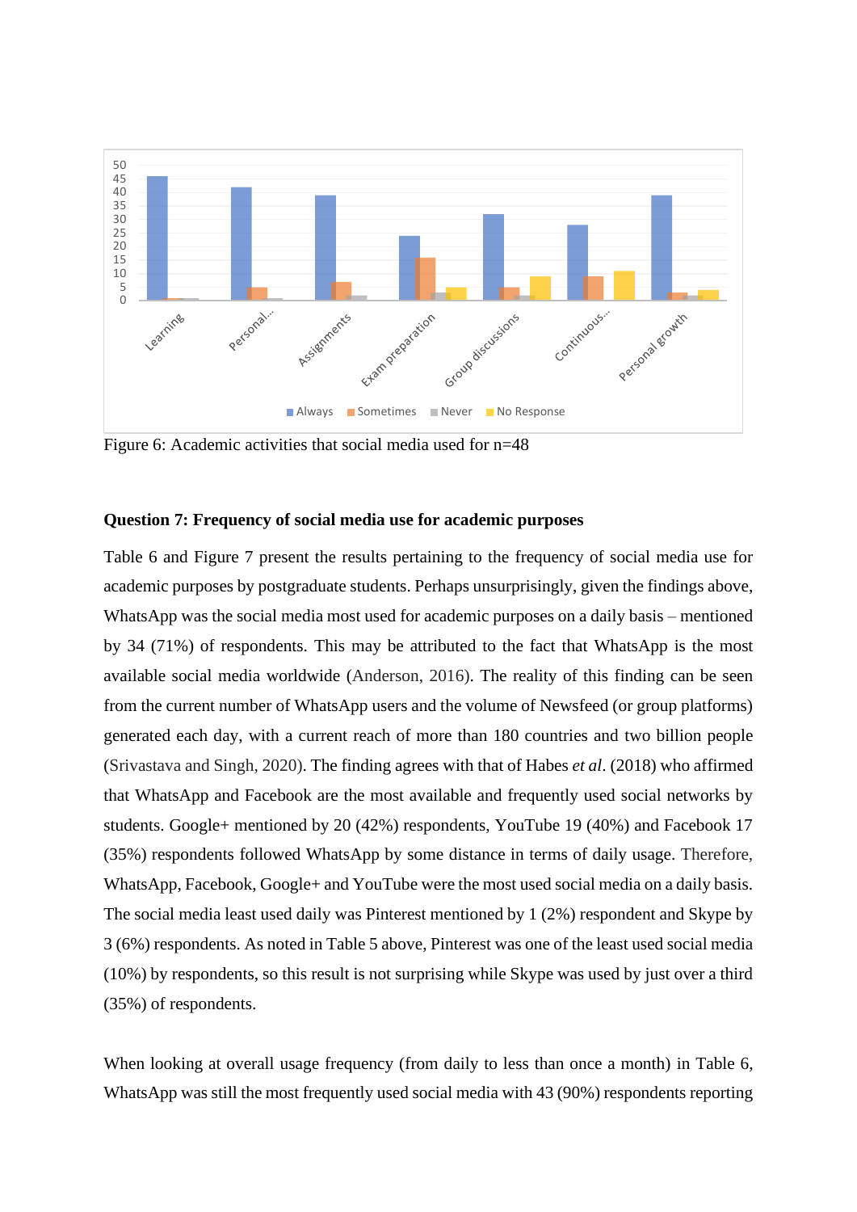Figure 6: Academic activities that social media used for n=48

**Question 7: Frequency of social media use for academic purposes**

Table 6 and Figure 7 present the results pertaining to the frequency of social media use for academic purposes by postgraduate students. Perhaps unsurprisingly, given the findings above, WhatsApp was the social media most used for academic purposes on a daily basis – mentioned by 34 (71%) of respondents. This may be attributed to the fact that WhatsApp is the most available social media worldwide (Anderson, 2016). The reality of this finding can be seen from the current number of WhatsApp users and the volume of Newsfeed (or group platforms) generated each day, with a current reach of more than 180 countries and two billion people (Srivastava and Singh, 2020). The finding agrees with that of Habes *et al*. (2018) who affirmed that WhatsApp and Facebook are the most available and frequently used social networks by students. Google+ mentioned by 20 (42%) respondents, YouTube 19 (40%) and Facebook 17 (35%) respondents followed WhatsApp by some distance in terms of daily usage. Therefore, WhatsApp, Facebook, Google+ and YouTube were the most used social media on a daily basis. The social media least used daily was Pinterest mentioned by 1 (2%) respondent and Skype by 3 (6%) respondents. As noted in Table 5 above, Pinterest was one of the least used social media (10%) by respondents, so this result is not surprising while Skype was used by just over a third (35%) of respondents.

When looking at overall usage frequency (from daily to less than once a month) in Table 6, WhatsApp was still the most frequently used social media with 43 (90%) respondents reporting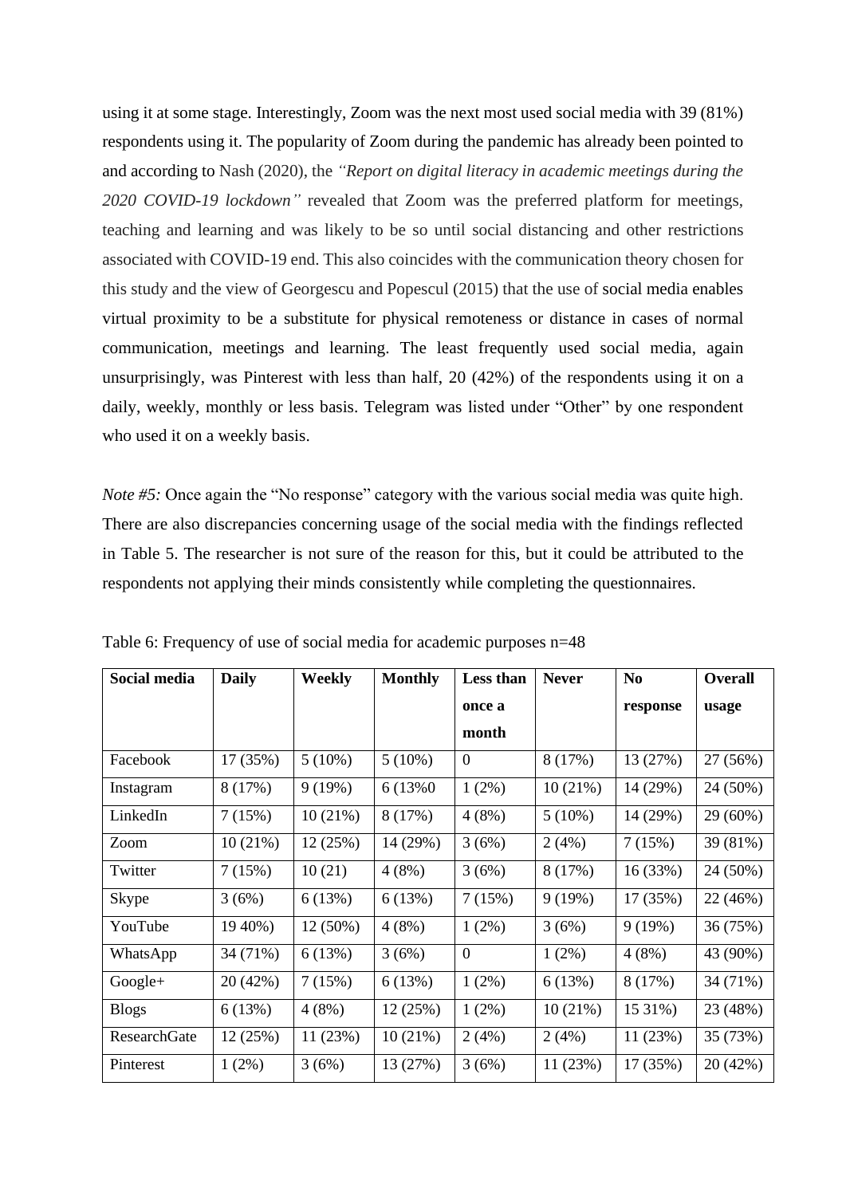using it at some stage. Interestingly, Zoom was the next most used social media with 39 (81%) respondents using it. The popularity of Zoom during the pandemic has already been pointed to and according to Nash (2020), the *"Report on digital literacy in academic meetings during the 2020 COVID-19 lockdown"* revealed that Zoom was the preferred platform for meetings, teaching and learning and was likely to be so until social distancing and other restrictions associated with COVID-19 end. This also coincides with the communication theory chosen for this study and the view of Georgescu and Popescul (2015) that the use of social media enables virtual proximity to be a substitute for physical remoteness or distance in cases of normal communication, meetings and learning. The least frequently used social media, again unsurprisingly, was Pinterest with less than half, 20 (42%) of the respondents using it on a daily, weekly, monthly or less basis. Telegram was listed under "Other" by one respondent who used it on a weekly basis.

*Note #5:* Once again the "No response" category with the various social media was quite high. There are also discrepancies concerning usage of the social media with the findings reflected in Table 5. The researcher is not sure of the reason for this, but it could be attributed to the respondents not applying their minds consistently while completing the questionnaires.

Table 6: Frequency of use of social media for academic purposes n=48

| **Social media** | **Daily** | **Weekly** | **Monthly** | **Less than once a month** | **Never** | **No response** | **Overall usage** |
|---|---|---|---|---|---|---|---|
| Facebook | 17 (35%) | 5 (10%) | 5 (10%) | 0 | 8 (17%) | 13 (27%) | 27 (56%) |
| Instagram | 8 (17%) | 9 (19%) | 6 (13%0 | 1 (2%) | 10 (21%) | 14 (29%) | 24 (50%) |
| LinkedIn | 7 (15%) | 10 (21%) | 8 (17%) | 4 (8%) | 5 (10%) | 14 (29%) | 29 (60%) |
| Zoom | 10 (21%) | 12 (25%) | 14 (29%) | 3 (6%) | 2 (4%) | 7 (15%) | 39 (81%) |
| Twitter | 7 (15%) | 10 (21) | 4 (8%) | 3 (6%) | 8 (17%) | 16 (33%) | 24 (50%) |
| Skype | 3 (6%) | 6 (13%) | 6 (13%) | 7 (15%) | 9 (19%) | 17 (35%) | 22 (46%) |
| YouTube | 19 40%) | 12 (50%) | 4 (8%) | 1 (2%) | 3 (6%) | 9 (19%) | 36 (75%) |
| WhatsApp | 34 (71%) | 6 (13%) | 3 (6%) | 0 | 1 (2%) | 4 (8%) | 43 (90%) |
| Google+ | 20 (42%) | 7 (15%) | 6 (13%) | 1 (2%) | 6 (13%) | 8 (17%) | 34 (71%) |
| Blogs | 6 (13%) | 4 (8%) | 12 (25%) | 1 (2%) | 10 (21%) | 15 31%) | 23 (48%) |
| ResearchGate | 12 (25%) | 11 (23%) | 10 (21%) | 2 (4%) | 2 (4%) | 11 (23%) | 35 (73%) |
| Pinterest | 1 (2%) | 3 (6%) | 13 (27%) | 3 (6%) | 11 (23%) | 17 (35%) | 20 (42%) |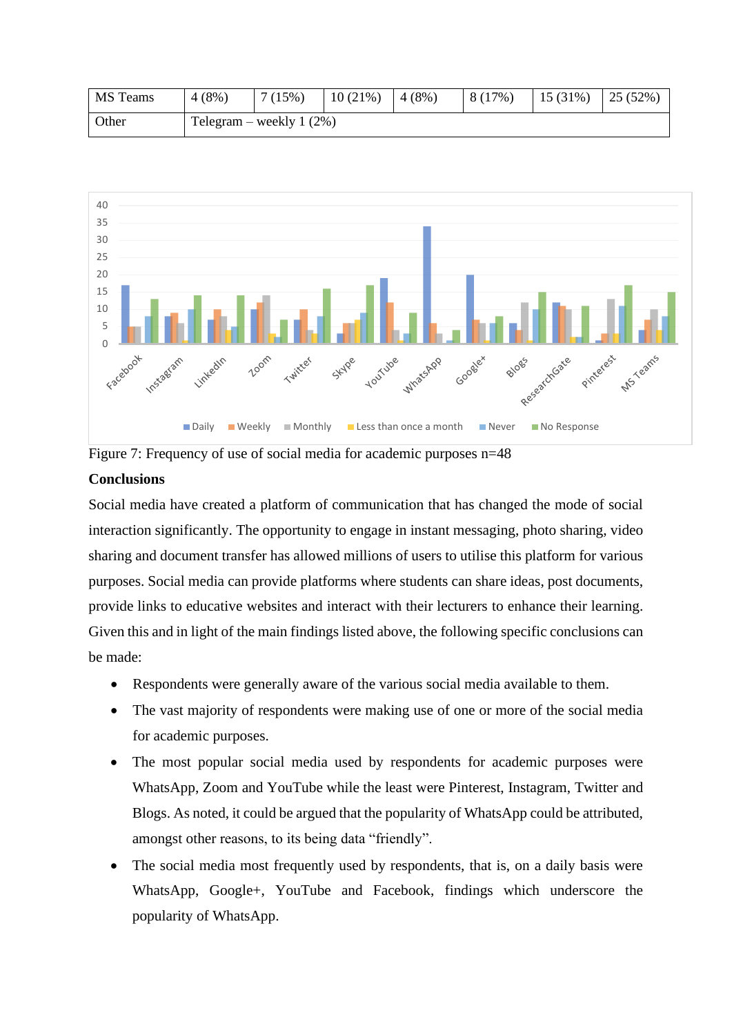| MS Teams | 4 (8%) | 7 (15%) | 10 (21%) | 4 (8%) | 8 (17%) | 15 (31%) | 25 (52%) |
|---|---|---|---|---|---|---|---|
| Other | Telegram – weekly 1 (2%) | | | | | | |

Figure 7: Frequency of use of social media for academic purposes n=48

**Conclusions**

Social media have created a platform of communication that has changed the mode of social interaction significantly. The opportunity to engage in instant messaging, photo sharing, video sharing and document transfer has allowed millions of users to utilise this platform for various purposes. Social media can provide platforms where students can share ideas, post documents, provide links to educative websites and interact with their lecturers to enhance their learning. Given this and in light of the main findings listed above, the following specific conclusions can be made:

- Respondents were generally aware of the various social media available to them.
- The vast majority of respondents were making use of one or more of the social media for academic purposes.
- The most popular social media used by respondents for academic purposes were WhatsApp, Zoom and YouTube while the least were Pinterest, Instagram, Twitter and Blogs. As noted, it could be argued that the popularity of WhatsApp could be attributed, amongst other reasons, to its being data "friendly".
- The social media most frequently used by respondents, that is, on a daily basis were WhatsApp, Google+, YouTube and Facebook, findings which underscore the popularity of WhatsApp.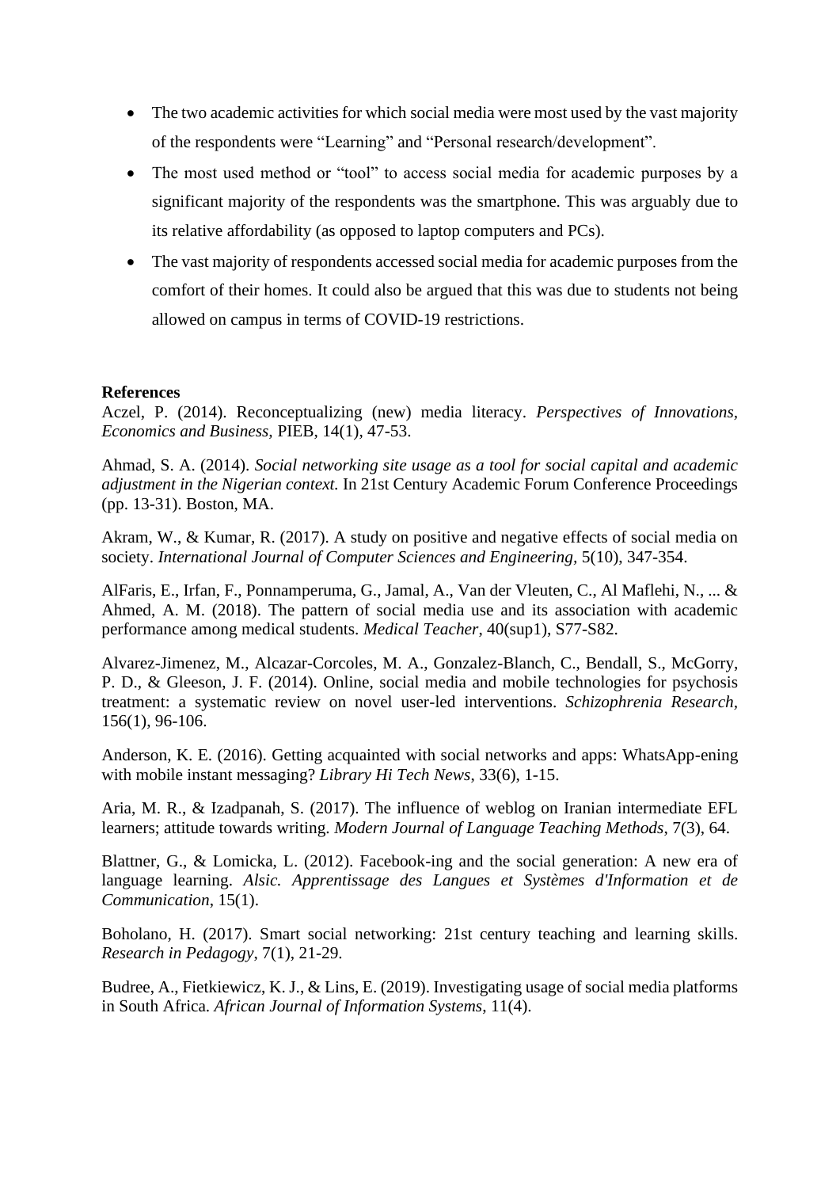- The two academic activities for which social media were most used by the vast majority of the respondents were "Learning" and "Personal research/development".
- The most used method or "tool" to access social media for academic purposes by a significant majority of the respondents was the smartphone. This was arguably due to its relative affordability (as opposed to laptop computers and PCs).
- The vast majority of respondents accessed social media for academic purposes from the comfort of their homes. It could also be argued that this was due to students not being allowed on campus in terms of COVID-19 restrictions.

**References**

Aczel, P. (2014). Reconceptualizing (new) media literacy. *Perspectives of Innovations, Economics and Business,* PIEB, 14(1), 47-53.

Ahmad, S. A. (2014). *Social networking site usage as a tool for social capital and academic adjustment in the Nigerian context.* In 21st Century Academic Forum Conference Proceedings (pp. 13-31). Boston, MA.

Akram, W., & Kumar, R. (2017). A study on positive and negative effects of social media on society. *International Journal of Computer Sciences and Engineering*, 5(10), 347-354.

AlFaris, E., Irfan, F., Ponnamperuma, G., Jamal, A., Van der Vleuten, C., Al Maflehi, N., ... & Ahmed, A. M. (2018). The pattern of social media use and its association with academic performance among medical students. *Medical Teacher,* 40(sup1), S77-S82.

Alvarez-Jimenez, M., Alcazar-Corcoles, M. A., Gonzalez-Blanch, C., Bendall, S., McGorry, P. D., & Gleeson, J. F. (2014). Online, social media and mobile technologies for psychosis treatment: a systematic review on novel user-led interventions. *Schizophrenia Research*, 156(1), 96-106.

Anderson, K. E. (2016). Getting acquainted with social networks and apps: WhatsApp-ening with mobile instant messaging? *Library Hi Tech News*, 33(6), 1-15.

Aria, M. R., & Izadpanah, S. (2017). The influence of weblog on Iranian intermediate EFL learners; attitude towards writing. *Modern Journal of Language Teaching Methods*, 7(3), 64.

Blattner, G., & Lomicka, L. (2012). Facebook-ing and the social generation: A new era of language learning. *Alsic. Apprentissage des Langues et Systèmes d'Information et de Communication*, 15(1).

Boholano, H. (2017). Smart social networking: 21st century teaching and learning skills. *Research in Pedagogy*, 7(1), 21-29.

Budree, A., Fietkiewicz, K. J., & Lins, E. (2019). Investigating usage of social media platforms in South Africa. *African Journal of Information Systems*, 11(4).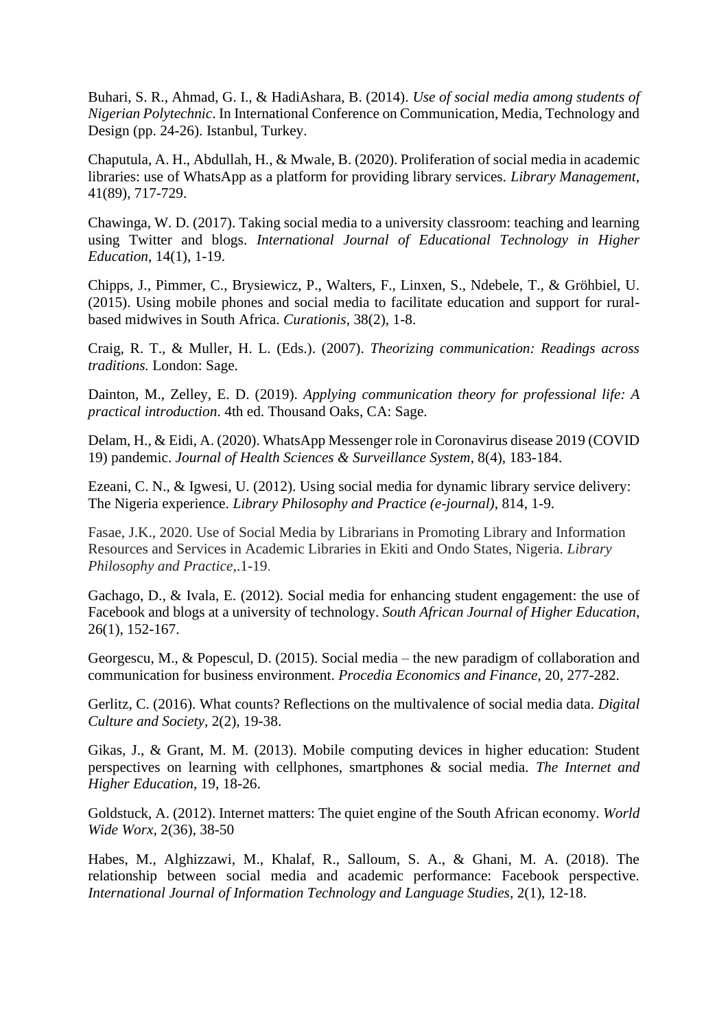Buhari, S. R., Ahmad, G. I., & HadiAshara, B. (2014). *Use of social media among students of Nigerian Polytechnic*. In International Conference on Communication, Media, Technology and Design (pp. 24-26). Istanbul, Turkey.

Chaputula, A. H., Abdullah, H., & Mwale, B. (2020). Proliferation of social media in academic libraries: use of WhatsApp as a platform for providing library services. *Library Management*, 41(89), 717-729.

Chawinga, W. D. (2017). Taking social media to a university classroom: teaching and learning using Twitter and blogs. *International Journal of Educational Technology in Higher Education*, 14(1), 1-19.

Chipps, J., Pimmer, C., Brysiewicz, P., Walters, F., Linxen, S., Ndebele, T., & Gröhbiel, U. (2015). Using mobile phones and social media to facilitate education and support for rural-based midwives in South Africa. *Curationis*, 38(2), 1-8.

Craig, R. T., & Muller, H. L. (Eds.). (2007). *Theorizing communication: Readings across traditions.* London: Sage.

Dainton, M., Zelley, E. D. (2019). *Applying communication theory for professional life: A practical introduction*. 4th ed. Thousand Oaks, CA: Sage.

Delam, H., & Eidi, A. (2020). WhatsApp Messenger role in Coronavirus disease 2019 (COVID 19) pandemic. *Journal of Health Sciences & Surveillance System*, 8(4), 183-184.

Ezeani, C. N., & Igwesi, U. (2012). Using social media for dynamic library service delivery: The Nigeria experience. *Library Philosophy and Practice (e-journal)*, 814, 1-9.

Fasae, J.K., 2020. Use of Social Media by Librarians in Promoting Library and Information Resources and Services in Academic Libraries in Ekiti and Ondo States, Nigeria. *Library Philosophy and Practice*,.1-19.

Gachago, D., & Ivala, E. (2012). Social media for enhancing student engagement: the use of Facebook and blogs at a university of technology. *South African Journal of Higher Education*, 26(1), 152-167.

Georgescu, M., & Popescul, D. (2015). Social media – the new paradigm of collaboration and communication for business environment. *Procedia Economics and Finance*, 20, 277-282.

Gerlitz, C. (2016). What counts? Reflections on the multivalence of social media data. *Digital Culture and Society*, 2(2), 19-38.

Gikas, J., & Grant, M. M. (2013). Mobile computing devices in higher education: Student perspectives on learning with cellphones, smartphones & social media. *The Internet and Higher Education*, 19, 18-26.

Goldstuck, A. (2012). Internet matters: The quiet engine of the South African economy. *World Wide Worx*, 2(36), 38-50

Habes, M., Alghizzawi, M., Khalaf, R., Salloum, S. A., & Ghani, M. A. (2018). The relationship between social media and academic performance: Facebook perspective. *International Journal of Information Technology and Language Studies*, 2(1), 12-18.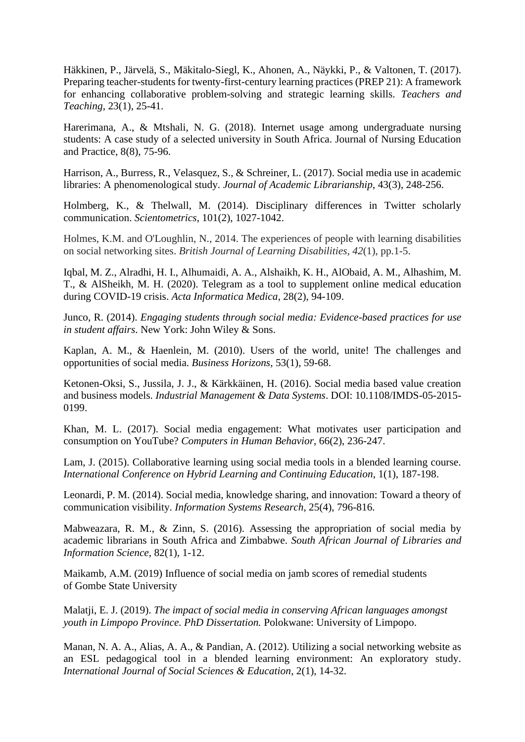Häkkinen, P., Järvelä, S., Mäkitalo-Siegl, K., Ahonen, A., Näykki, P., & Valtonen, T. (2017). Preparing teacher-students for twenty-first-century learning practices (PREP 21): A framework for enhancing collaborative problem-solving and strategic learning skills. *Teachers and Teaching*, 23(1), 25-41.

Harerimana, A., & Mtshali, N. G. (2018). Internet usage among undergraduate nursing students: A case study of a selected university in South Africa. Journal of Nursing Education and Practice, 8(8), 75-96.

Harrison, A., Burress, R., Velasquez, S., & Schreiner, L. (2017). Social media use in academic libraries: A phenomenological study. *Journal of Academic Librarianship*, 43(3), 248-256.

Holmberg, K., & Thelwall, M. (2014). Disciplinary differences in Twitter scholarly communication. *Scientometrics*, 101(2), 1027-1042.

Holmes, K.M. and O'Loughlin, N., 2014. The experiences of people with learning disabilities on social networking sites. *British Journal of Learning Disabilities*, *42*(1), pp.1-5.

Iqbal, M. Z., Alradhi, H. I., Alhumaidi, A. A., Alshaikh, K. H., AlObaid, A. M., Alhashim, M. T., & AlSheikh, M. H. (2020). Telegram as a tool to supplement online medical education during COVID-19 crisis. *Acta Informatica Medica*, 28(2), 94-109.

Junco, R. (2014). *Engaging students through social media: Evidence-based practices for use in student affairs*. New York: John Wiley & Sons.

Kaplan, A. M., & Haenlein, M. (2010). Users of the world, unite! The challenges and opportunities of social media. *Business Horizons*, 53(1), 59-68.

Ketonen-Oksi, S., Jussila, J. J., & Kärkkäinen, H. (2016). Social media based value creation and business models. *Industrial Management & Data Systems*. DOI: 10.1108/IMDS-05-2015-0199.

Khan, M. L. (2017). Social media engagement: What motivates user participation and consumption on YouTube? *Computers in Human Behavior*, 66(2), 236-247.

Lam, J. (2015). Collaborative learning using social media tools in a blended learning course. *International Conference on Hybrid Learning and Continuing Education*, 1(1), 187-198.

Leonardi, P. M. (2014). Social media, knowledge sharing, and innovation: Toward a theory of communication visibility. *Information Systems Research*, 25(4), 796-816.

Mabweazara, R. M., & Zinn, S. (2016). Assessing the appropriation of social media by academic librarians in South Africa and Zimbabwe. *South African Journal of Libraries and Information Science*, 82(1), 1-12.

Maikamb, A.M. (2019) Influence of social media on jamb scores of remedial students of Gombe State University

Malatji, E. J. (2019). *The impact of social media in conserving African languages amongst youth in Limpopo Province. PhD Dissertation.* Polokwane: University of Limpopo.

Manan, N. A. A., Alias, A. A., & Pandian, A. (2012). Utilizing a social networking website as an ESL pedagogical tool in a blended learning environment: An exploratory study. *International Journal of Social Sciences & Education*, 2(1), 14-32.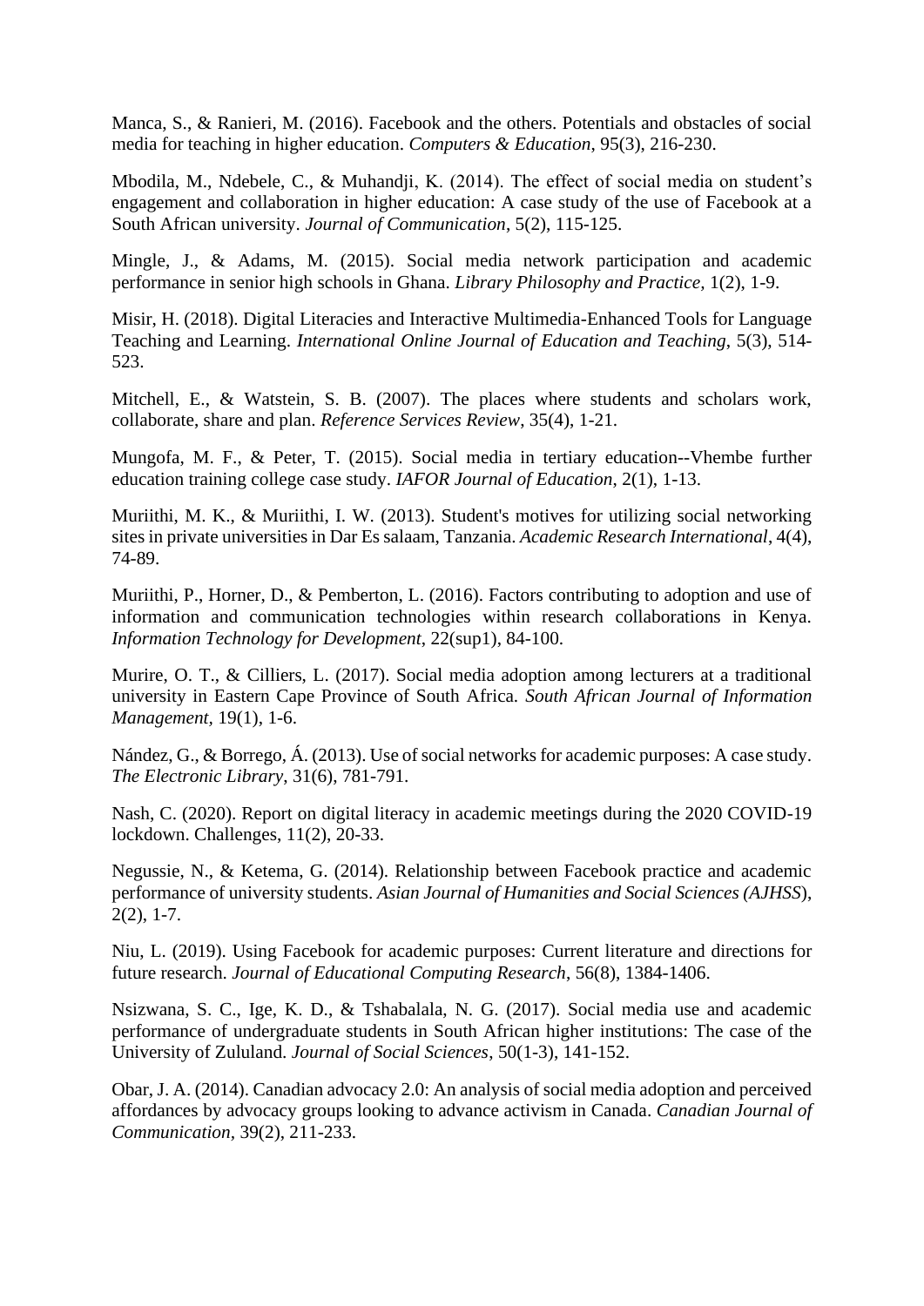Manca, S., & Ranieri, M. (2016). Facebook and the others. Potentials and obstacles of social media for teaching in higher education. *Computers & Education*, 95(3), 216-230.

Mbodila, M., Ndebele, C., & Muhandji, K. (2014). The effect of social media on student's engagement and collaboration in higher education: A case study of the use of Facebook at a South African university. *Journal of Communication*, 5(2), 115-125.

Mingle, J., & Adams, M. (2015). Social media network participation and academic performance in senior high schools in Ghana. *Library Philosophy and Practice*, 1(2), 1-9.

Misir, H. (2018). Digital Literacies and Interactive Multimedia-Enhanced Tools for Language Teaching and Learning. *International Online Journal of Education and Teaching*, 5(3), 514-523.

Mitchell, E., & Watstein, S. B. (2007). The places where students and scholars work, collaborate, share and plan. *Reference Services Review*, 35(4), 1-21.

Mungofa, M. F., & Peter, T. (2015). Social media in tertiary education--Vhembe further education training college case study. *IAFOR Journal of Education*, 2(1), 1-13.

Muriithi, M. K., & Muriithi, I. W. (2013). Student's motives for utilizing social networking sites in private universities in Dar Es salaam, Tanzania. *Academic Research International*, 4(4), 74-89.

Muriithi, P., Horner, D., & Pemberton, L. (2016). Factors contributing to adoption and use of information and communication technologies within research collaborations in Kenya. *Information Technology for Development*, 22(sup1), 84-100.

Murire, O. T., & Cilliers, L. (2017). Social media adoption among lecturers at a traditional university in Eastern Cape Province of South Africa. *South African Journal of Information Management*, 19(1), 1-6.

Nández, G., & Borrego, Á. (2013). Use of social networks for academic purposes: A case study. *The Electronic Library*, 31(6), 781-791.

Nash, C. (2020). Report on digital literacy in academic meetings during the 2020 COVID-19 lockdown. Challenges, 11(2), 20-33.

Negussie, N., & Ketema, G. (2014). Relationship between Facebook practice and academic performance of university students. *Asian Journal of Humanities and Social Sciences (AJHSS*), 2(2), 1-7.

Niu, L. (2019). Using Facebook for academic purposes: Current literature and directions for future research. *Journal of Educational Computing Research*, 56(8), 1384-1406.

Nsizwana, S. C., Ige, K. D., & Tshabalala, N. G. (2017). Social media use and academic performance of undergraduate students in South African higher institutions: The case of the University of Zululand. *Journal of Social Sciences*, 50(1-3), 141-152.

Obar, J. A. (2014). Canadian advocacy 2.0: An analysis of social media adoption and perceived affordances by advocacy groups looking to advance activism in Canada. *Canadian Journal of Communication*, 39(2), 211-233.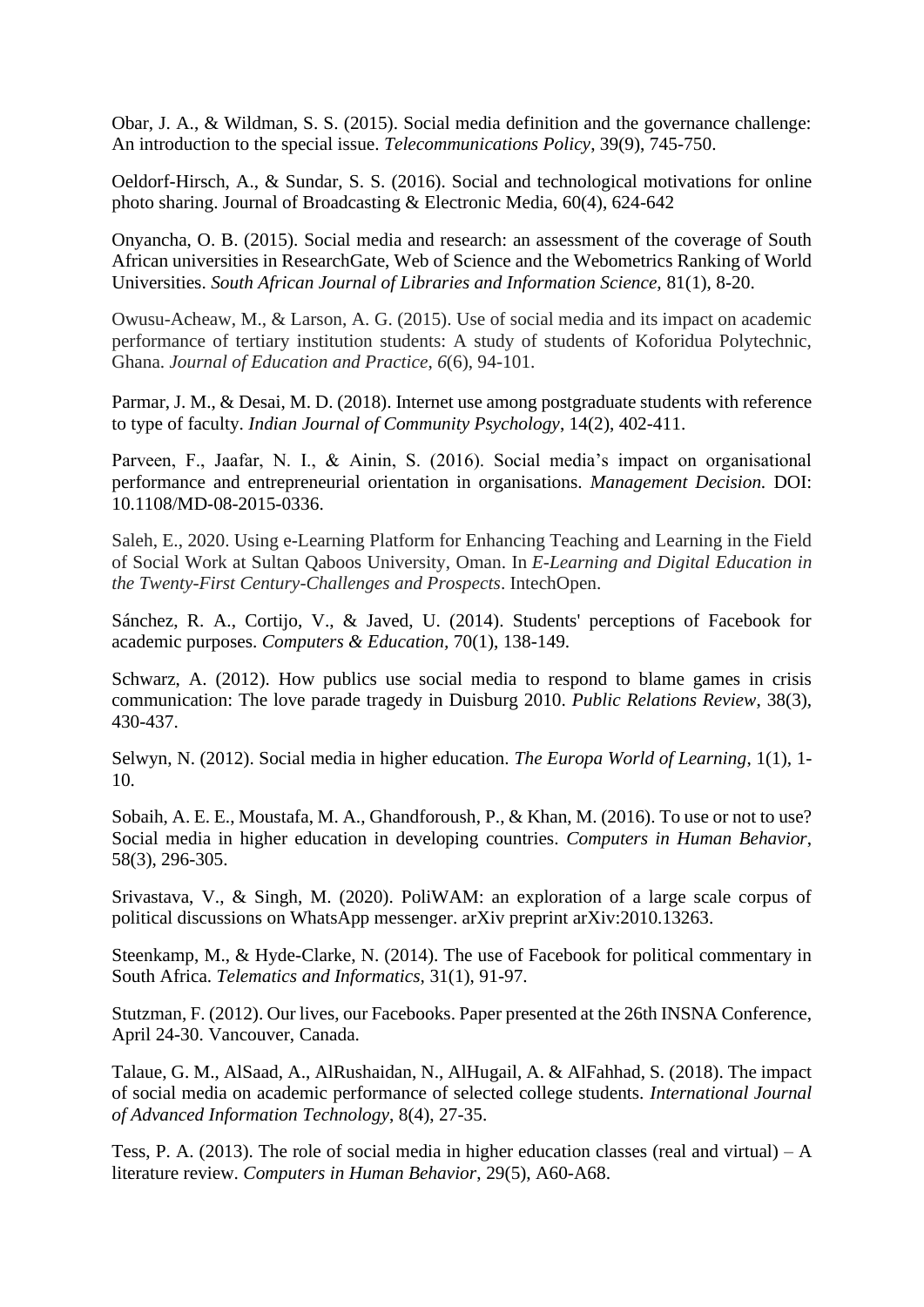Obar, J. A., & Wildman, S. S. (2015). Social media definition and the governance challenge: An introduction to the special issue. *Telecommunications Policy*, 39(9), 745-750.

Oeldorf-Hirsch, A., & Sundar, S. S. (2016). Social and technological motivations for online photo sharing. Journal of Broadcasting & Electronic Media, 60(4), 624-642

Onyancha, O. B. (2015). Social media and research: an assessment of the coverage of South African universities in ResearchGate, Web of Science and the Webometrics Ranking of World Universities. *South African Journal of Libraries and Information Science,* 81(1), 8-20.

Owusu-Acheaw, M., & Larson, A. G. (2015). Use of social media and its impact on academic performance of tertiary institution students: A study of students of Koforidua Polytechnic, Ghana. *Journal of Education and Practice*, *6*(6), 94-101.

Parmar, J. M., & Desai, M. D. (2018). Internet use among postgraduate students with reference to type of faculty. *Indian Journal of Community Psychology*, 14(2), 402-411.

Parveen, F., Jaafar, N. I., & Ainin, S. (2016). Social media's impact on organisational performance and entrepreneurial orientation in organisations. *Management Decision.* DOI: 10.1108/MD-08-2015-0336.

Saleh, E., 2020. Using e-Learning Platform for Enhancing Teaching and Learning in the Field of Social Work at Sultan Qaboos University, Oman. In *E-Learning and Digital Education in the Twenty-First Century-Challenges and Prospects*. IntechOpen.

Sánchez, R. A., Cortijo, V., & Javed, U. (2014). Students' perceptions of Facebook for academic purposes. *Computers & Education,* 70(1), 138-149.

Schwarz, A. (2012). How publics use social media to respond to blame games in crisis communication: The love parade tragedy in Duisburg 2010. *Public Relations Review*, 38(3), 430-437.

Selwyn, N. (2012). Social media in higher education. *The Europa World of Learning*, 1(1), 1-10.

Sobaih, A. E. E., Moustafa, M. A., Ghandforoush, P., & Khan, M. (2016). To use or not to use? Social media in higher education in developing countries. *Computers in Human Behavior*, 58(3), 296-305.

Srivastava, V., & Singh, M. (2020). PoliWAM: an exploration of a large scale corpus of political discussions on WhatsApp messenger. arXiv preprint arXiv:2010.13263.

Steenkamp, M., & Hyde-Clarke, N. (2014). The use of Facebook for political commentary in South Africa. *Telematics and Informatics,* 31(1), 91-97.

Stutzman, F. (2012). Our lives, our Facebooks. Paper presented at the 26th INSNA Conference, April 24-30. Vancouver, Canada.

Talaue, G. M., AlSaad, A., AlRushaidan, N., AlHugail, A. & AlFahhad, S. (2018). The impact of social media on academic performance of selected college students. *International Journal of Advanced Information Technology*, 8(4), 27-35.

Tess, P. A. (2013). The role of social media in higher education classes (real and virtual) – A literature review. *Computers in Human Behavior*, 29(5), A60-A68.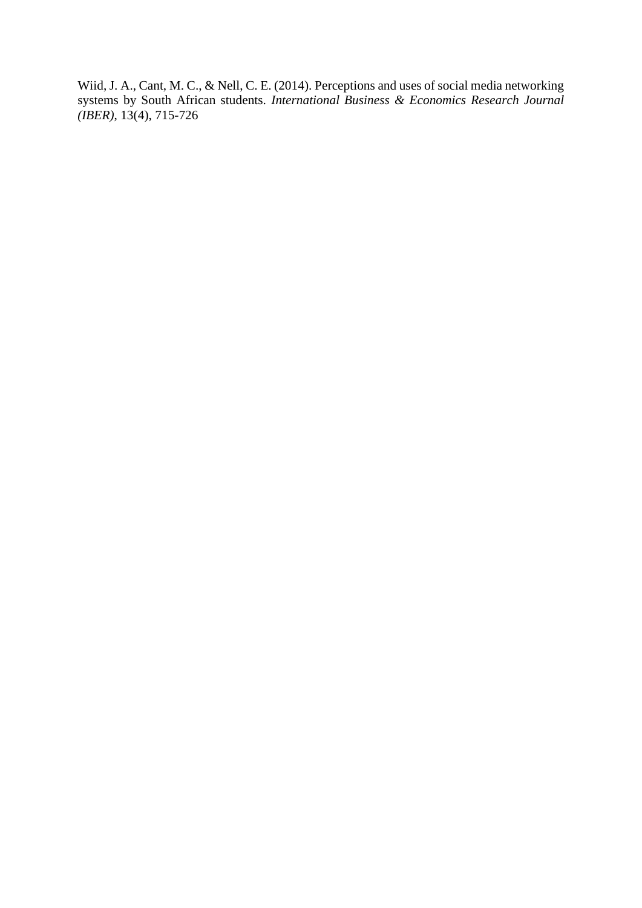Wiid, J. A., Cant, M. C., & Nell, C. E. (2014). Perceptions and uses of social media networking systems by South African students. *International Business & Economics Research Journal (IBER)*, 13(4), 715-726